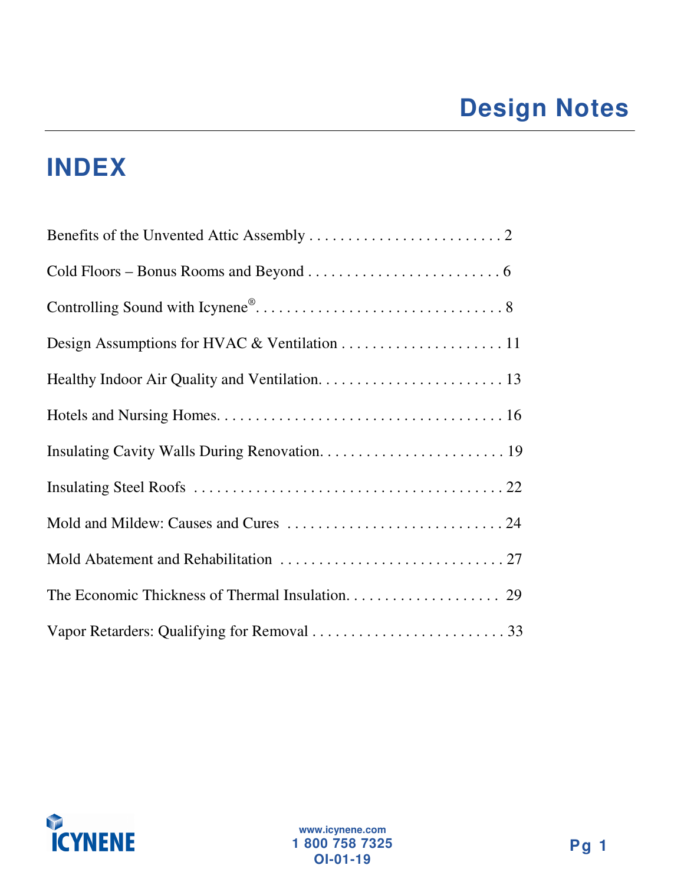# Design Notes

## INDEX

Benefits of the Unvented Attic Assembly . . . . . . . . . . . . . . . . . . . . . . . . . . 2

Cold Floors – Bonus Rooms and Beyond . . . . . . . . . . . . . . . . . . . . . . . . . . 6

Controlling Sound with Icynene® . . . . . . . . . . . . . . . . . . . . . . . . . . . . . . . . 8

Design Assumptions for HVAC & Ventilation . . . . . . . . . . . . . . . . . . . . . . 11

Healthy Indoor Air Quality and Ventilation . . . . . . . . . . . . . . . . . . . . . . . . . 13

Hotels and Nursing Homes . . . . . . . . . . . . . . . . . . . . . . . . . . . . . . . . . . . . . 16

Insulating Cavity Walls During Renovation . . . . . . . . . . . . . . . . . . . . . . . . . 19

Insulating Steel Roofs . . . . . . . . . . . . . . . . . . . . . . . . . . . . . . . . . . . . . . . . . 22

Mold and Mildew: Causes and Cures . . . . . . . . . . . . . . . . . . . . . . . . . . . . . 24

Mold Abatement and Rehabilitation . . . . . . . . . . . . . . . . . . . . . . . . . . . . . . 27

The Economic Thickness of Thermal Insulation . . . . . . . . . . . . . . . . . . . . . 29

Vapor Retarders: Qualifying for Removal . . . . . . . . . . . . . . . . . . . . . . . . . . 33

ICYNENE

www.icynene.com
1 800 758 7325
OI-01-19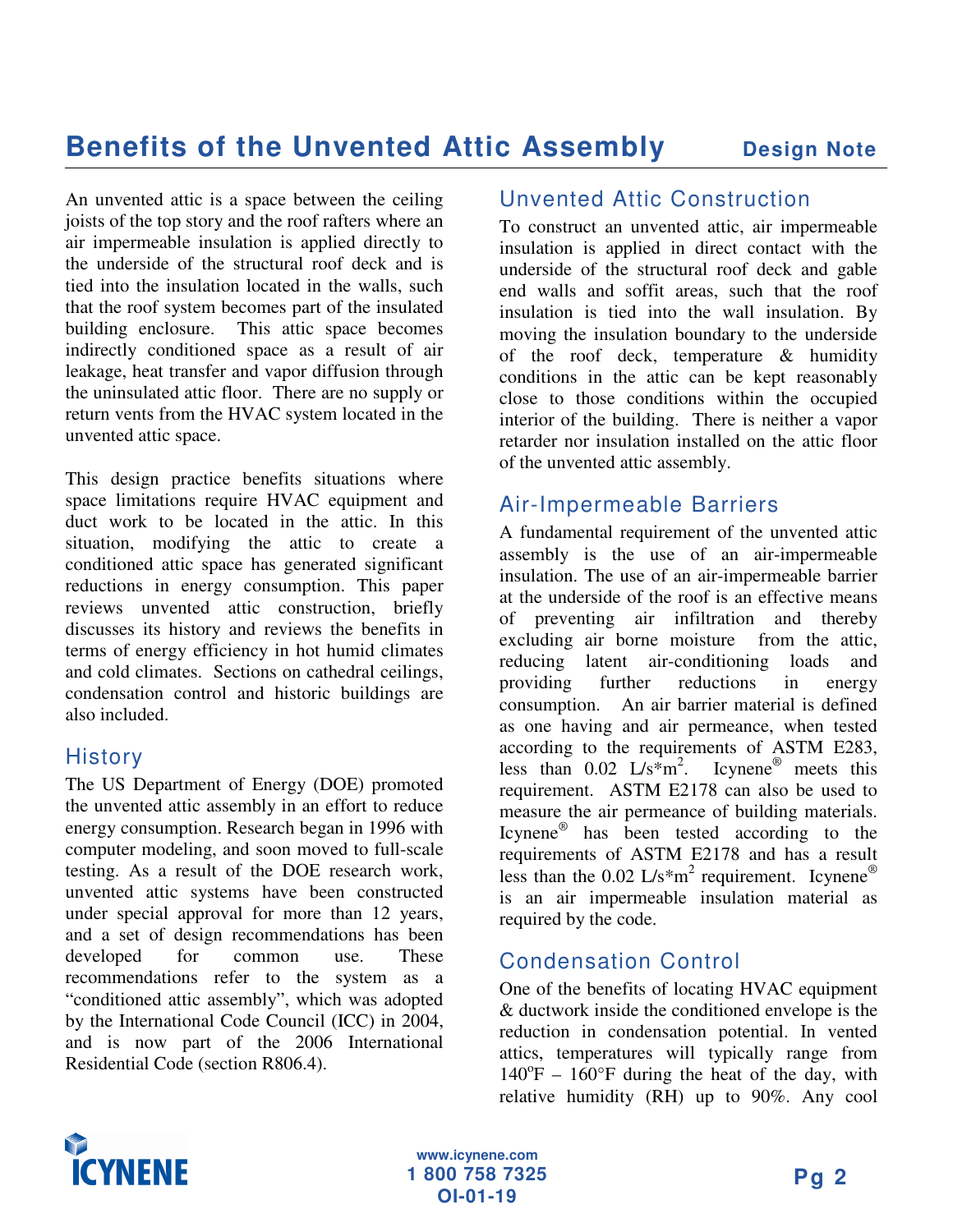# Benefits of the Unvented Attic Assembly

**Design Note**

An unvented attic is a space between the ceiling joists of the top story and the roof rafters where an air impermeable insulation is applied directly to the underside of the structural roof deck and is tied into the insulation located in the walls, such that the roof system becomes part of the insulated building enclosure. This attic space becomes indirectly conditioned space as a result of air leakage, heat transfer and vapor diffusion through the uninsulated attic floor. There are no supply or return vents from the HVAC system located in the unvented attic space.

This design practice benefits situations where space limitations require HVAC equipment and duct work to be located in the attic. In this situation, modifying the attic to create a conditioned attic space has generated significant reductions in energy consumption. This paper reviews unvented attic construction, briefly discusses its history and reviews the benefits in terms of energy efficiency in hot humid climates and cold climates. Sections on cathedral ceilings, condensation control and historic buildings are also included.

## History

The US Department of Energy (DOE) promoted the unvented attic assembly in an effort to reduce energy consumption. Research began in 1996 with computer modeling, and soon moved to full-scale testing. As a result of the DOE research work, unvented attic systems have been constructed under special approval for more than 12 years, and a set of design recommendations has been developed for common use. These recommendations refer to the system as a "conditioned attic assembly", which was adopted by the International Code Council (ICC) in 2004, and is now part of the 2006 International Residential Code (section R806.4).

## Unvented Attic Construction

To construct an unvented attic, air impermeable insulation is applied in direct contact with the underside of the structural roof deck and gable end walls and soffit areas, such that the roof insulation is tied into the wall insulation. By moving the insulation boundary to the underside of the roof deck, temperature & humidity conditions in the attic can be kept reasonably close to those conditions within the occupied interior of the building. There is neither a vapor retarder nor insulation installed on the attic floor of the unvented attic assembly.

## Air-Impermeable Barriers

A fundamental requirement of the unvented attic assembly is the use of an air-impermeable insulation. The use of an air-impermeable barrier at the underside of the roof is an effective means of preventing air infiltration and thereby excluding air borne moisture from the attic, reducing latent air-conditioning loads and providing further reductions in energy consumption. An air barrier material is defined as one having and air permeance, when tested according to the requirements of ASTM E283, less than 0.02 L/s*m$^2$. Icynene® meets this requirement. ASTM E2178 can also be used to measure the air permeance of building materials. Icynene® has been tested according to the requirements of ASTM E2178 and has a result less than the 0.02 L/s*m$^2$ requirement. Icynene® is an air impermeable insulation material as required by the code.

## Condensation Control

One of the benefits of locating HVAC equipment & ductwork inside the conditioned envelope is the reduction in condensation potential. In vented attics, temperatures will typically range from 140°F – 160°F during the heat of the day, with relative humidity (RH) up to 90%. Any cool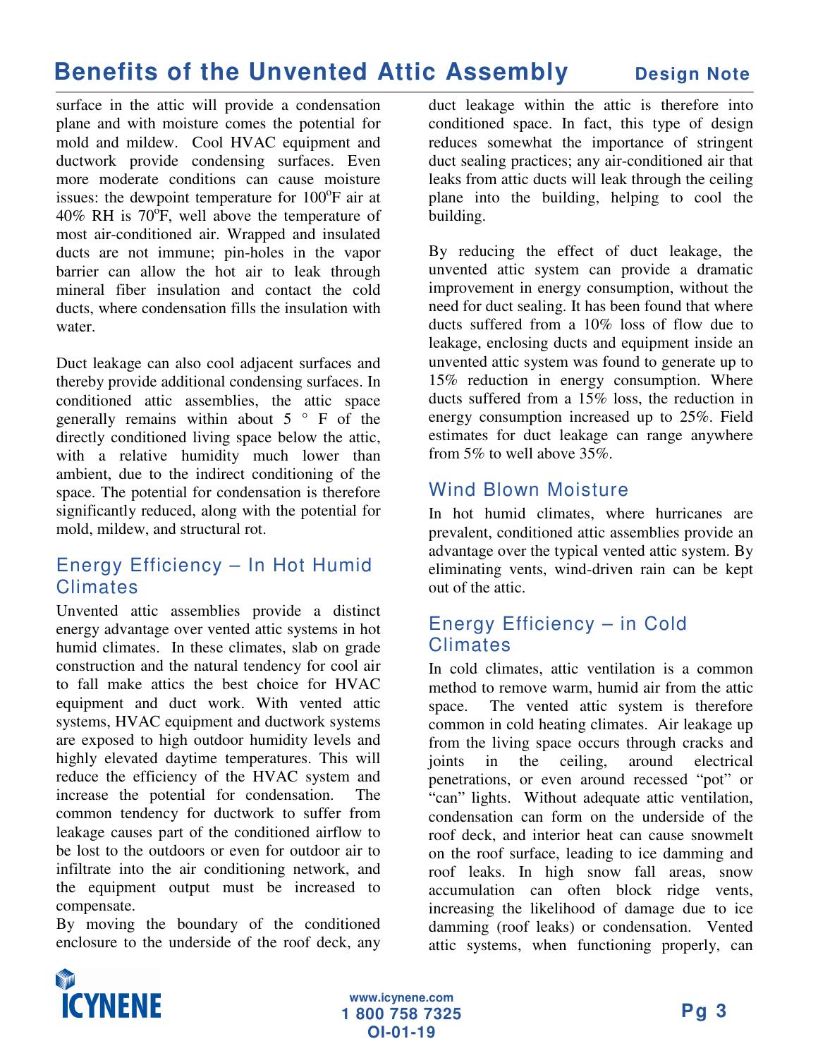surface in the attic will provide a condensation plane and with moisture comes the potential for mold and mildew. Cool HVAC equipment and ductwork provide condensing surfaces. Even more moderate conditions can cause moisture issues: the dewpoint temperature for 100°F air at 40% RH is 70°F, well above the temperature of most air-conditioned air. Wrapped and insulated ducts are not immune; pin-holes in the vapor barrier can allow the hot air to leak through mineral fiber insulation and contact the cold ducts, where condensation fills the insulation with water.

Duct leakage can also cool adjacent surfaces and thereby provide additional condensing surfaces. In conditioned attic assemblies, the attic space generally remains within about 5 ° F of the directly conditioned living space below the attic, with a relative humidity much lower than ambient, due to the indirect conditioning of the space. The potential for condensation is therefore significantly reduced, along with the potential for mold, mildew, and structural rot.

## Energy Efficiency – In Hot Humid Climates

Unvented attic assemblies provide a distinct energy advantage over vented attic systems in hot humid climates. In these climates, slab on grade construction and the natural tendency for cool air to fall make attics the best choice for HVAC equipment and duct work. With vented attic systems, HVAC equipment and ductwork systems are exposed to high outdoor humidity levels and highly elevated daytime temperatures. This will reduce the efficiency of the HVAC system and increase the potential for condensation. The common tendency for ductwork to suffer from leakage causes part of the conditioned airflow to be lost to the outdoors or even for outdoor air to infiltrate into the air conditioning network, and the equipment output must be increased to compensate.

By moving the boundary of the conditioned enclosure to the underside of the roof deck, any duct leakage within the attic is therefore into conditioned space. In fact, this type of design reduces somewhat the importance of stringent duct sealing practices; any air-conditioned air that leaks from attic ducts will leak through the ceiling plane into the building, helping to cool the building.

By reducing the effect of duct leakage, the unvented attic system can provide a dramatic improvement in energy consumption, without the need for duct sealing. It has been found that where ducts suffered from a 10% loss of flow due to leakage, enclosing ducts and equipment inside an unvented attic system was found to generate up to 15% reduction in energy consumption. Where ducts suffered from a 15% loss, the reduction in energy consumption increased up to 25%. Field estimates for duct leakage can range anywhere from 5% to well above 35%.

## Wind Blown Moisture

In hot humid climates, where hurricanes are prevalent, conditioned attic assemblies provide an advantage over the typical vented attic system. By eliminating vents, wind-driven rain can be kept out of the attic.

## Energy Efficiency – in Cold Climates

In cold climates, attic ventilation is a common method to remove warm, humid air from the attic space. The vented attic system is therefore common in cold heating climates. Air leakage up from the living space occurs through cracks and joints in the ceiling, around electrical penetrations, or even around recessed "pot" or "can" lights. Without adequate attic ventilation, condensation can form on the underside of the roof deck, and interior heat can cause snowmelt on the roof surface, leading to ice damming and roof leaks. In high snow fall areas, snow accumulation can often block ridge vents, increasing the likelihood of damage due to ice damming (roof leaks) or condensation. Vented attic systems, when functioning properly, can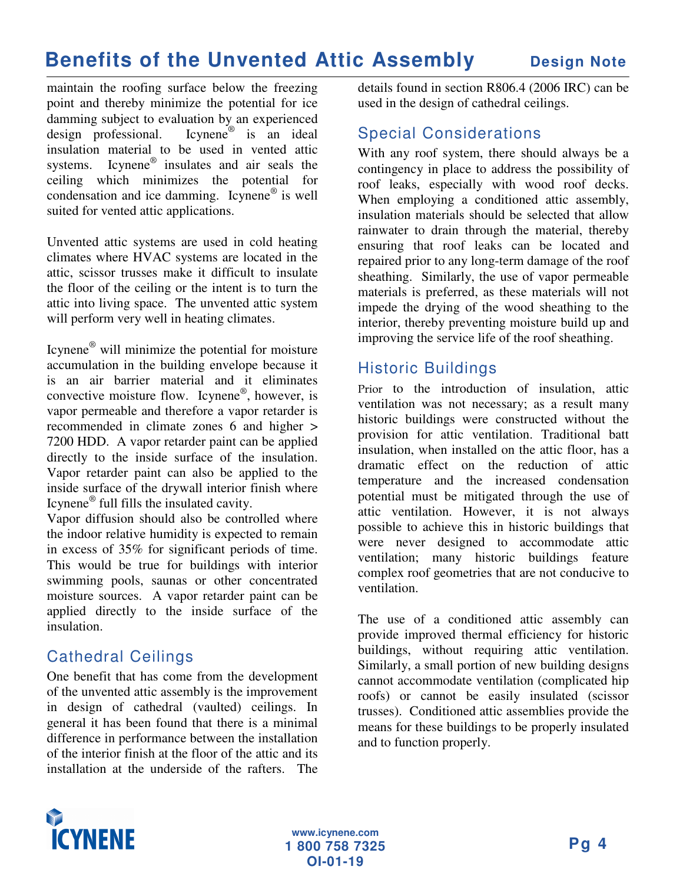maintain the roofing surface below the freezing point and thereby minimize the potential for ice damming subject to evaluation by an experienced design professional. Icynene® is an ideal insulation material to be used in vented attic systems. Icynene® insulates and air seals the ceiling which minimizes the potential for condensation and ice damming. Icynene® is well suited for vented attic applications.

Unvented attic systems are used in cold heating climates where HVAC systems are located in the attic, scissor trusses make it difficult to insulate the floor of the ceiling or the intent is to turn the attic into living space. The unvented attic system will perform very well in heating climates.

Icynene® will minimize the potential for moisture accumulation in the building envelope because it is an air barrier material and it eliminates convective moisture flow. Icynene®, however, is vapor permeable and therefore a vapor retarder is recommended in climate zones 6 and higher > 7200 HDD. A vapor retarder paint can be applied directly to the inside surface of the insulation. Vapor retarder paint can also be applied to the inside surface of the drywall interior finish where Icynene® full fills the insulated cavity.

Vapor diffusion should also be controlled where the indoor relative humidity is expected to remain in excess of 35% for significant periods of time. This would be true for buildings with interior swimming pools, saunas or other concentrated moisture sources. A vapor retarder paint can be applied directly to the inside surface of the insulation.

## Cathedral Ceilings

One benefit that has come from the development of the unvented attic assembly is the improvement in design of cathedral (vaulted) ceilings. In general it has been found that there is a minimal difference in performance between the installation of the interior finish at the floor of the attic and its installation at the underside of the rafters. The details found in section R806.4 (2006 IRC) can be used in the design of cathedral ceilings.

## Special Considerations

With any roof system, there should always be a contingency in place to address the possibility of roof leaks, especially with wood roof decks. When employing a conditioned attic assembly, insulation materials should be selected that allow rainwater to drain through the material, thereby ensuring that roof leaks can be located and repaired prior to any long-term damage of the roof sheathing. Similarly, the use of vapor permeable materials is preferred, as these materials will not impede the drying of the wood sheathing to the interior, thereby preventing moisture build up and improving the service life of the roof sheathing.

## Historic Buildings

Prior to the introduction of insulation, attic ventilation was not necessary; as a result many historic buildings were constructed without the provision for attic ventilation. Traditional batt insulation, when installed on the attic floor, has a dramatic effect on the reduction of attic temperature and the increased condensation potential must be mitigated through the use of attic ventilation. However, it is not always possible to achieve this in historic buildings that were never designed to accommodate attic ventilation; many historic buildings feature complex roof geometries that are not conducive to ventilation.

The use of a conditioned attic assembly can provide improved thermal efficiency for historic buildings, without requiring attic ventilation. Similarly, a small portion of new building designs cannot accommodate ventilation (complicated hip roofs) or cannot be easily insulated (scissor trusses). Conditioned attic assemblies provide the means for these buildings to be properly insulated and to function properly.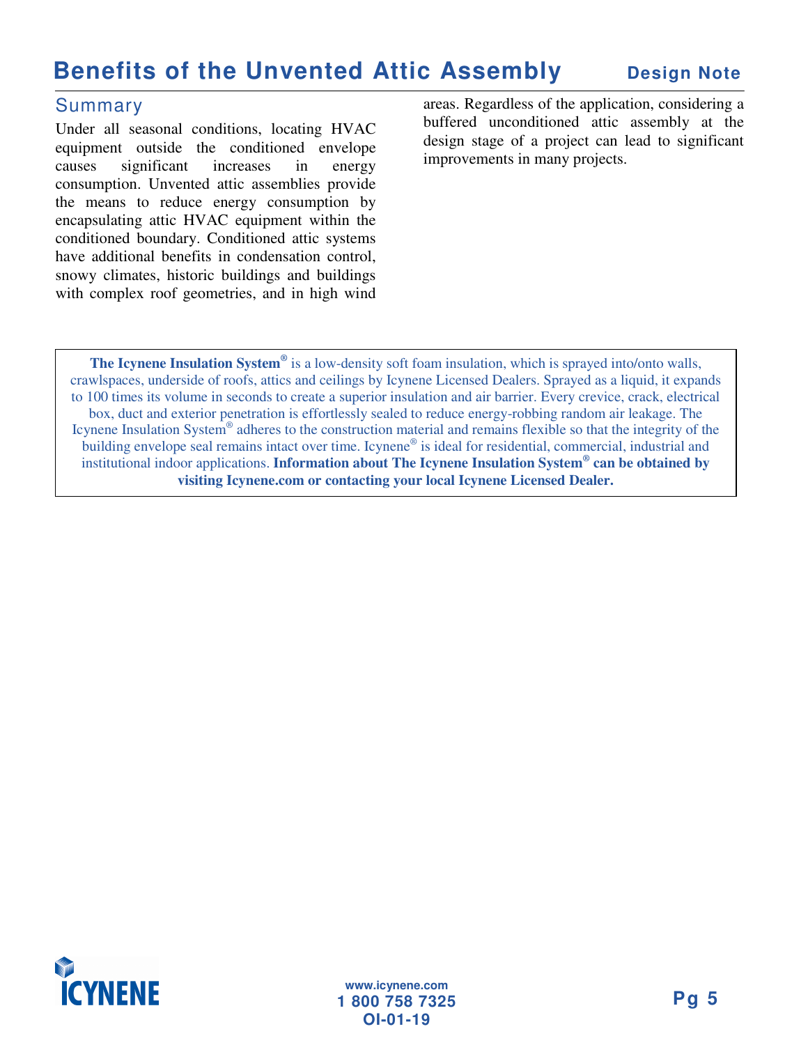## Summary

Under all seasonal conditions, locating HVAC equipment outside the conditioned envelope causes significant increases in energy consumption. Unvented attic assemblies provide the means to reduce energy consumption by encapsulating attic HVAC equipment within the conditioned boundary. Conditioned attic systems have additional benefits in condensation control, snowy climates, historic buildings and buildings with complex roof geometries, and in high wind areas. Regardless of the application, considering a buffered unconditioned attic assembly at the design stage of a project can lead to significant improvements in many projects.

**The Icynene Insulation System®** is a low-density soft foam insulation, which is sprayed into/onto walls, crawlspaces, underside of roofs, attics and ceilings by Icynene Licensed Dealers. Sprayed as a liquid, it expands to 100 times its volume in seconds to create a superior insulation and air barrier. Every crevice, crack, electrical box, duct and exterior penetration is effortlessly sealed to reduce energy-robbing random air leakage. The Icynene Insulation System® adheres to the construction material and remains flexible so that the integrity of the building envelope seal remains intact over time. Icynene® is ideal for residential, commercial, industrial and institutional indoor applications. **Information about The Icynene Insulation System® can be obtained by visiting Icynene.com or contacting your local Icynene Licensed Dealer.**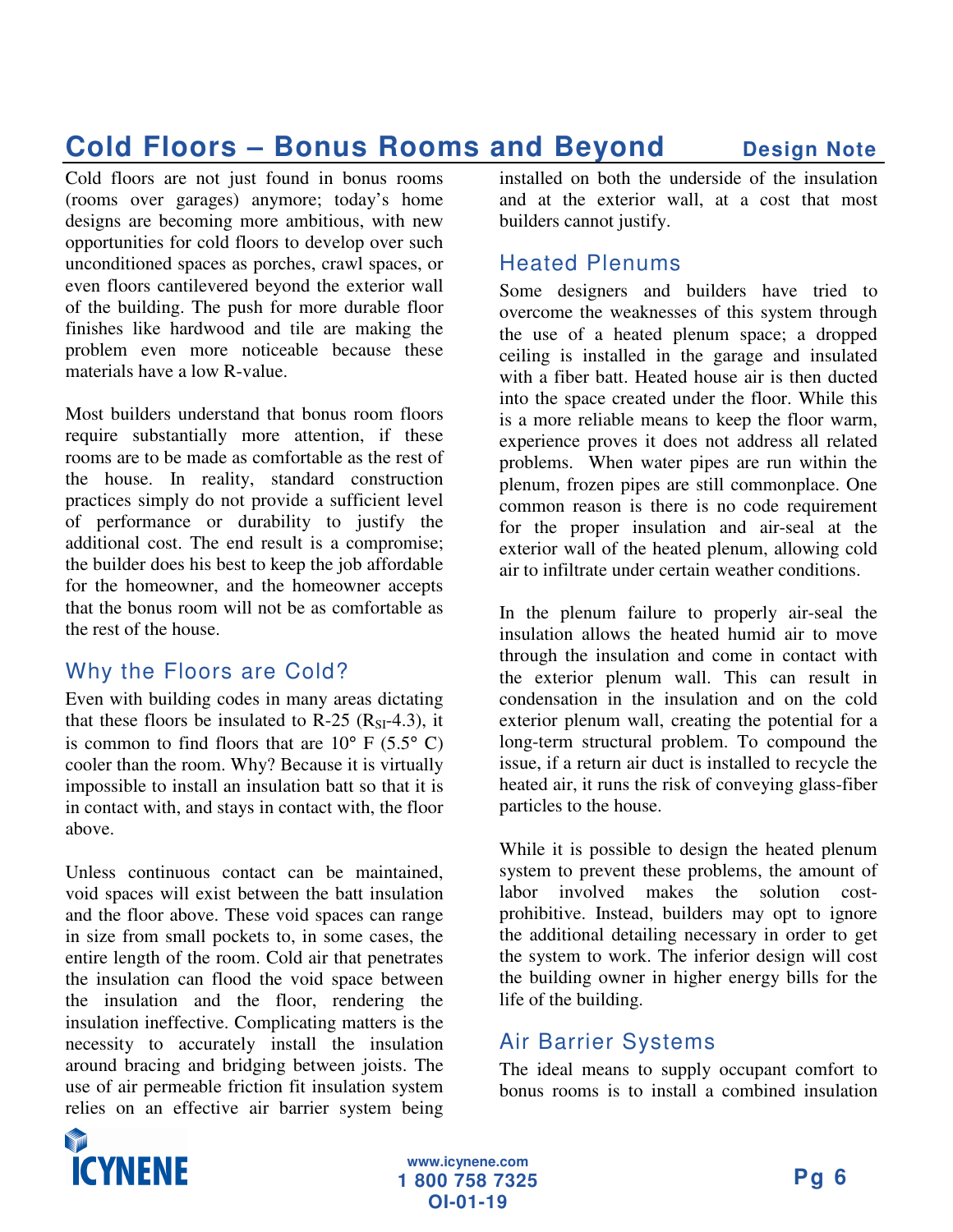# Cold Floors – Bonus Rooms and Beyond

**Design Note**

Cold floors are not just found in bonus rooms (rooms over garages) anymore; today's home designs are becoming more ambitious, with new opportunities for cold floors to develop over such unconditioned spaces as porches, crawl spaces, or even floors cantilevered beyond the exterior wall of the building. The push for more durable floor finishes like hardwood and tile are making the problem even more noticeable because these materials have a low R-value.

Most builders understand that bonus room floors require substantially more attention, if these rooms are to be made as comfortable as the rest of the house. In reality, standard construction practices simply do not provide a sufficient level of performance or durability to justify the additional cost. The end result is a compromise; the builder does his best to keep the job affordable for the homeowner, and the homeowner accepts that the bonus room will not be as comfortable as the rest of the house.

## Why the Floors are Cold?

Even with building codes in many areas dictating that these floors be insulated to R-25 ($R_{SI}$-4.3), it is common to find floors that are 10° F (5.5° C) cooler than the room. Why? Because it is virtually impossible to install an insulation batt so that it is in contact with, and stays in contact with, the floor above.

Unless continuous contact can be maintained, void spaces will exist between the batt insulation and the floor above. These void spaces can range in size from small pockets to, in some cases, the entire length of the room. Cold air that penetrates the insulation can flood the void space between the insulation and the floor, rendering the insulation ineffective. Complicating matters is the necessity to accurately install the insulation around bracing and bridging between joists. The use of air permeable friction fit insulation system relies on an effective air barrier system being installed on both the underside of the insulation and at the exterior wall, at a cost that most builders cannot justify.

## Heated Plenums

Some designers and builders have tried to overcome the weaknesses of this system through the use of a heated plenum space; a dropped ceiling is installed in the garage and insulated with a fiber batt. Heated house air is then ducted into the space created under the floor. While this is a more reliable means to keep the floor warm, experience proves it does not address all related problems. When water pipes are run within the plenum, frozen pipes are still commonplace. One common reason is there is no code requirement for the proper insulation and air-seal at the exterior wall of the heated plenum, allowing cold air to infiltrate under certain weather conditions.

In the plenum failure to properly air-seal the insulation allows the heated humid air to move through the insulation and come in contact with the exterior plenum wall. This can result in condensation in the insulation and on the cold exterior plenum wall, creating the potential for a long-term structural problem. To compound the issue, if a return air duct is installed to recycle the heated air, it runs the risk of conveying glass-fiber particles to the house.

While it is possible to design the heated plenum system to prevent these problems, the amount of labor involved makes the solution cost-prohibitive. Instead, builders may opt to ignore the additional detailing necessary in order to get the system to work. The inferior design will cost the building owner in higher energy bills for the life of the building.

## Air Barrier Systems

The ideal means to supply occupant comfort to bonus rooms is to install a combined insulation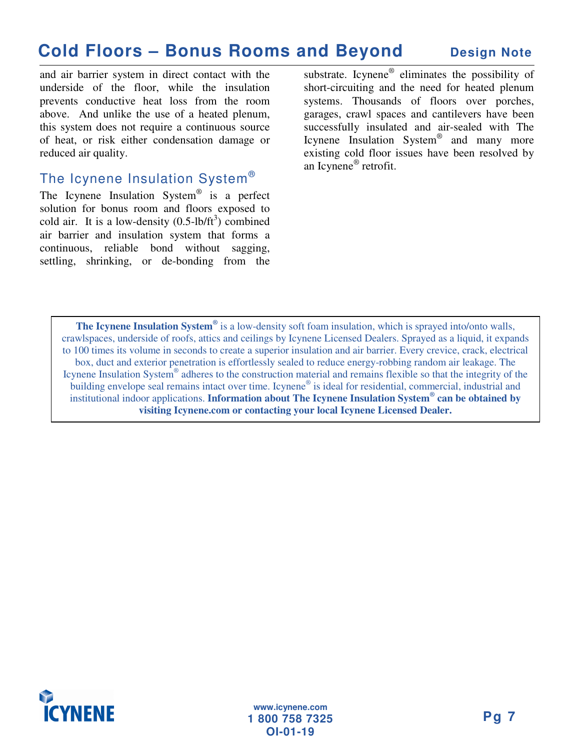and air barrier system in direct contact with the underside of the floor, while the insulation prevents conductive heat loss from the room above. And unlike the use of a heated plenum, this system does not require a continuous source of heat, or risk either condensation damage or reduced air quality.

## The Icynene Insulation System®

The Icynene Insulation System® is a perfect solution for bonus room and floors exposed to cold air. It is a low-density (0.5-lb/ft$^3$) combined air barrier and insulation system that forms a continuous, reliable bond without sagging, settling, shrinking, or de-bonding from the substrate. Icynene® eliminates the possibility of short-circuiting and the need for heated plenum systems. Thousands of floors over porches, garages, crawl spaces and cantilevers have been successfully insulated and air-sealed with The Icynene Insulation System® and many more existing cold floor issues have been resolved by an Icynene® retrofit.

**The Icynene Insulation System®** is a low-density soft foam insulation, which is sprayed into/onto walls, crawlspaces, underside of roofs, attics and ceilings by Icynene Licensed Dealers. Sprayed as a liquid, it expands to 100 times its volume in seconds to create a superior insulation and air barrier. Every crevice, crack, electrical box, duct and exterior penetration is effortlessly sealed to reduce energy-robbing random air leakage. The Icynene Insulation System® adheres to the construction material and remains flexible so that the integrity of the building envelope seal remains intact over time. Icynene® is ideal for residential, commercial, industrial and institutional indoor applications. **Information about The Icynene Insulation System® can be obtained by visiting Icynene.com or contacting your local Icynene Licensed Dealer.**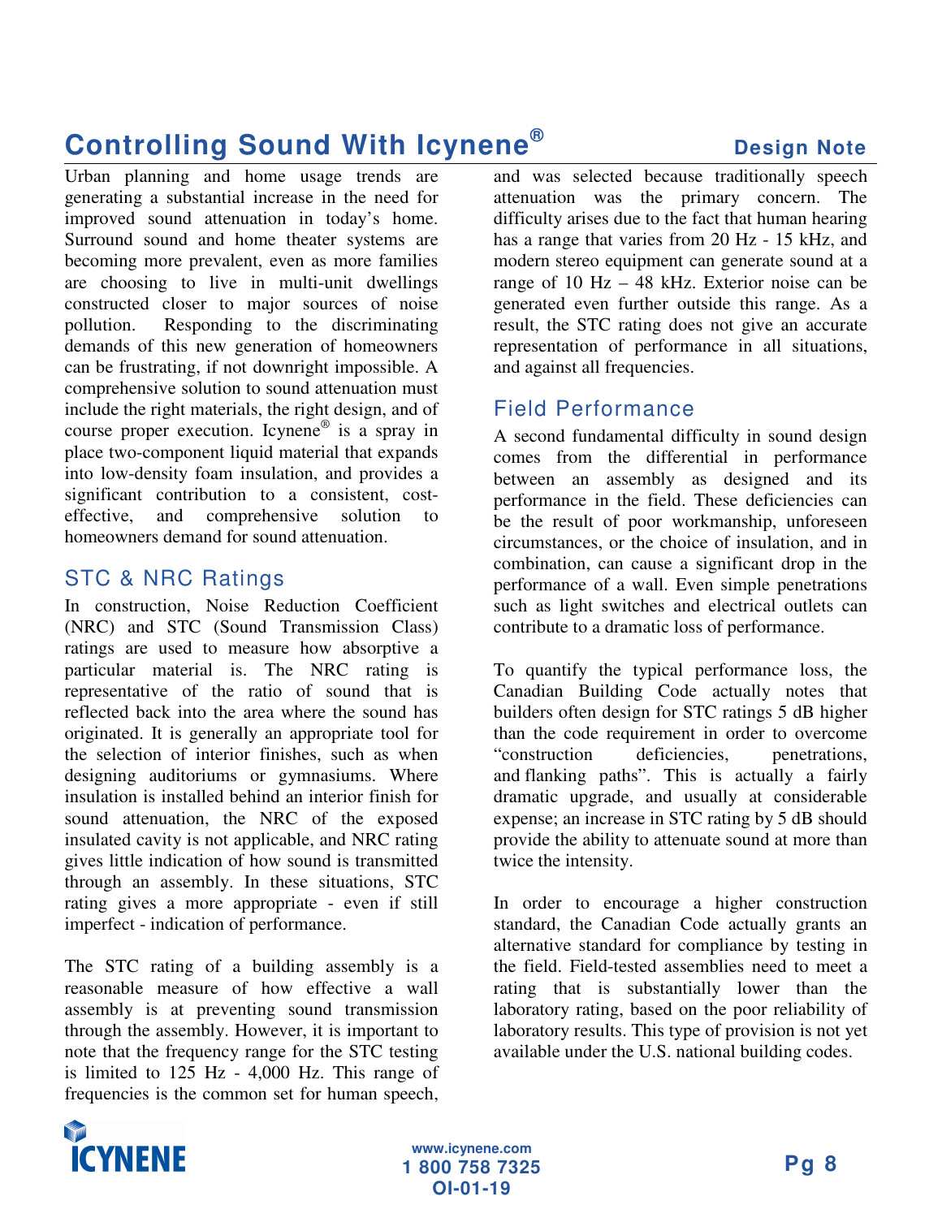# Controlling Sound With Icynene®

Urban planning and home usage trends are generating a substantial increase in the need for improved sound attenuation in today's home. Surround sound and home theater systems are becoming more prevalent, even as more families are choosing to live in multi-unit dwellings constructed closer to major sources of noise pollution. Responding to the discriminating demands of this new generation of homeowners can be frustrating, if not downright impossible. A comprehensive solution to sound attenuation must include the right materials, the right design, and of course proper execution. Icynene® is a spray in place two-component liquid material that expands into low-density foam insulation, and provides a significant contribution to a consistent, cost-effective, and comprehensive solution to homeowners demand for sound attenuation.

## STC & NRC Ratings

In construction, Noise Reduction Coefficient (NRC) and STC (Sound Transmission Class) ratings are used to measure how absorptive a particular material is. The NRC rating is representative of the ratio of sound that is reflected back into the area where the sound has originated. It is generally an appropriate tool for the selection of interior finishes, such as when designing auditoriums or gymnasiums. Where insulation is installed behind an interior finish for sound attenuation, the NRC of the exposed insulated cavity is not applicable, and NRC rating gives little indication of how sound is transmitted through an assembly. In these situations, STC rating gives a more appropriate - even if still imperfect - indication of performance.

The STC rating of a building assembly is a reasonable measure of how effective a wall assembly is at preventing sound transmission through the assembly. However, it is important to note that the frequency range for the STC testing is limited to 125 Hz - 4,000 Hz. This range of frequencies is the common set for human speech, and was selected because traditionally speech attenuation was the primary concern. The difficulty arises due to the fact that human hearing has a range that varies from 20 Hz - 15 kHz, and modern stereo equipment can generate sound at a range of 10 Hz – 48 kHz. Exterior noise can be generated even further outside this range. As a result, the STC rating does not give an accurate representation of performance in all situations, and against all frequencies.

## Field Performance

A second fundamental difficulty in sound design comes from the differential in performance between an assembly as designed and its performance in the field. These deficiencies can be the result of poor workmanship, unforeseen circumstances, or the choice of insulation, and in combination, can cause a significant drop in the performance of a wall. Even simple penetrations such as light switches and electrical outlets can contribute to a dramatic loss of performance.

To quantify the typical performance loss, the Canadian Building Code actually notes that builders often design for STC ratings 5 dB higher than the code requirement in order to overcome "construction deficiencies, penetrations, and flanking paths". This is actually a fairly dramatic upgrade, and usually at considerable expense; an increase in STC rating by 5 dB should provide the ability to attenuate sound at more than twice the intensity.

In order to encourage a higher construction standard, the Canadian Code actually grants an alternative standard for compliance by testing in the field. Field-tested assemblies need to meet a rating that is substantially lower than the laboratory rating, based on the poor reliability of laboratory results. This type of provision is not yet available under the U.S. national building codes.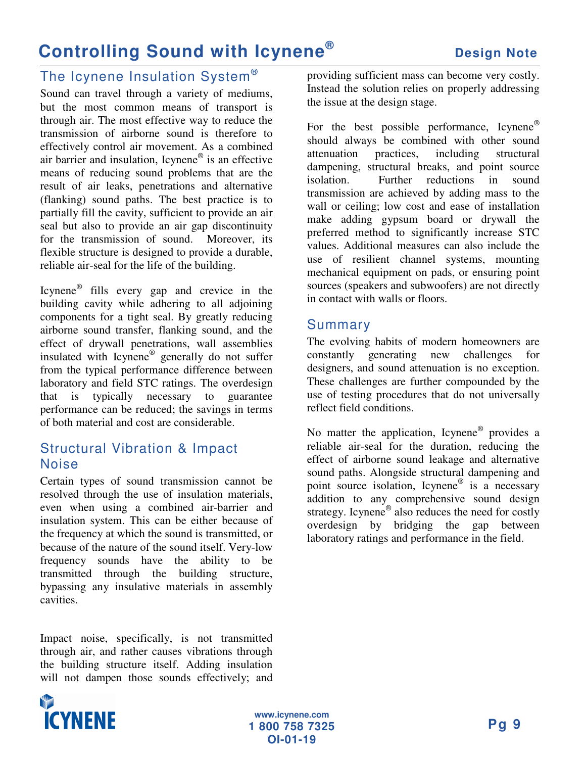## The Icynene Insulation System®

Sound can travel through a variety of mediums, but the most common means of transport is through air. The most effective way to reduce the transmission of airborne sound is therefore to effectively control air movement. As a combined air barrier and insulation, Icynene® is an effective means of reducing sound problems that are the result of air leaks, penetrations and alternative (flanking) sound paths. The best practice is to partially fill the cavity, sufficient to provide an air seal but also to provide an air gap discontinuity for the transmission of sound. Moreover, its flexible structure is designed to provide a durable, reliable air-seal for the life of the building.

Icynene® fills every gap and crevice in the building cavity while adhering to all adjoining components for a tight seal. By greatly reducing airborne sound transfer, flanking sound, and the effect of drywall penetrations, wall assemblies insulated with Icynene® generally do not suffer from the typical performance difference between laboratory and field STC ratings. The overdesign that is typically necessary to guarantee performance can be reduced; the savings in terms of both material and cost are considerable.

## Structural Vibration & Impact Noise

Certain types of sound transmission cannot be resolved through the use of insulation materials, even when using a combined air-barrier and insulation system. This can be either because of the frequency at which the sound is transmitted, or because of the nature of the sound itself. Very-low frequency sounds have the ability to be transmitted through the building structure, bypassing any insulative materials in assembly cavities.

Impact noise, specifically, is not transmitted through air, and rather causes vibrations through the building structure itself. Adding insulation will not dampen those sounds effectively; and providing sufficient mass can become very costly. Instead the solution relies on properly addressing the issue at the design stage.

For the best possible performance, Icynene® should always be combined with other sound attenuation practices, including structural dampening, structural breaks, and point source isolation. Further reductions in sound transmission are achieved by adding mass to the wall or ceiling; low cost and ease of installation make adding gypsum board or drywall the preferred method to significantly increase STC values. Additional measures can also include the use of resilient channel systems, mounting mechanical equipment on pads, or ensuring point sources (speakers and subwoofers) are not directly in contact with walls or floors.

## Summary

The evolving habits of modern homeowners are constantly generating new challenges for designers, and sound attenuation is no exception. These challenges are further compounded by the use of testing procedures that do not universally reflect field conditions.

No matter the application, Icynene® provides a reliable air-seal for the duration, reducing the effect of airborne sound leakage and alternative sound paths. Alongside structural dampening and point source isolation, Icynene® is a necessary addition to any comprehensive sound design strategy. Icynene® also reduces the need for costly overdesign by bridging the gap between laboratory ratings and performance in the field.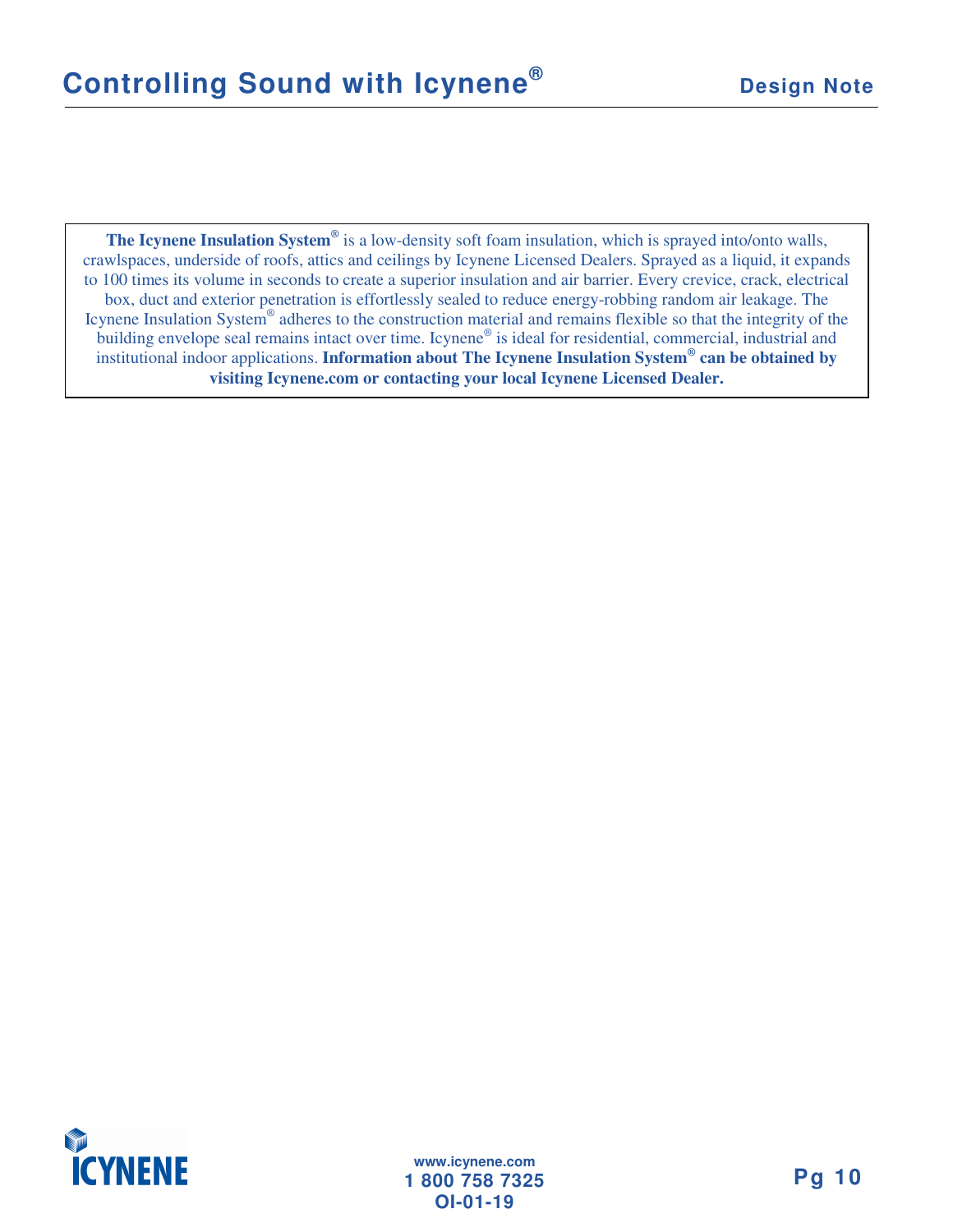**The Icynene Insulation System®** is a low-density soft foam insulation, which is sprayed into/onto walls, crawlspaces, underside of roofs, attics and ceilings by Icynene Licensed Dealers. Sprayed as a liquid, it expands to 100 times its volume in seconds to create a superior insulation and air barrier. Every crevice, crack, electrical box, duct and exterior penetration is effortlessly sealed to reduce energy-robbing random air leakage. The Icynene Insulation System® adheres to the construction material and remains flexible so that the integrity of the building envelope seal remains intact over time. Icynene® is ideal for residential, commercial, industrial and institutional indoor applications. **Information about The Icynene Insulation System® can be obtained by visiting Icynene.com or contacting your local Icynene Licensed Dealer.**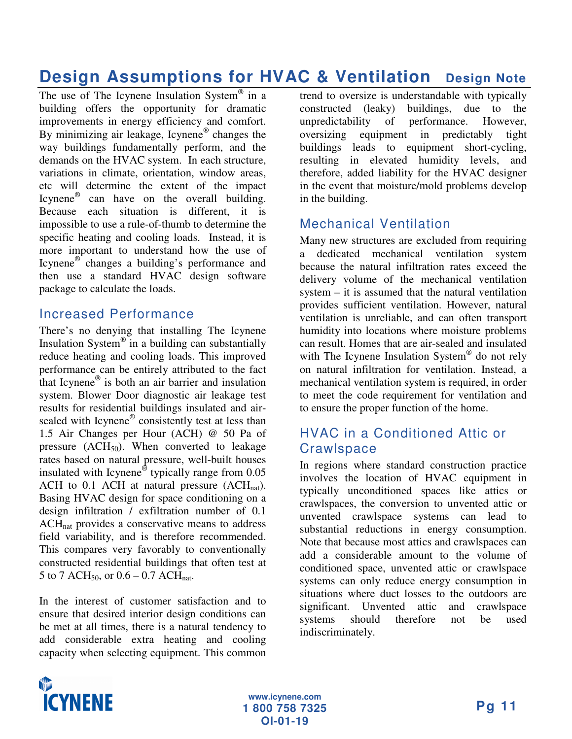# Design Assumptions for HVAC & Ventilation Design Note

The use of The Icynene Insulation System® in a building offers the opportunity for dramatic improvements in energy efficiency and comfort. By minimizing air leakage, Icynene® changes the way buildings fundamentally perform, and the demands on the HVAC system. In each structure, variations in climate, orientation, window areas, etc will determine the extent of the impact Icynene® can have on the overall building. Because each situation is different, it is impossible to use a rule-of-thumb to determine the specific heating and cooling loads. Instead, it is more important to understand how the use of Icynene® changes a building's performance and then use a standard HVAC design software package to calculate the loads.

## Increased Performance

There's no denying that installing The Icynene Insulation System® in a building can substantially reduce heating and cooling loads. This improved performance can be entirely attributed to the fact that Icynene® is both an air barrier and insulation system. Blower Door diagnostic air leakage test results for residential buildings insulated and air-sealed with Icynene® consistently test at less than 1.5 Air Changes per Hour (ACH) @ 50 Pa of pressure ($ACH_{50}$). When converted to leakage rates based on natural pressure, well-built houses insulated with Icynene® typically range from 0.05 ACH to 0.1 ACH at natural pressure ($ACH_{nat}$). Basing HVAC design for space conditioning on a design infiltration / exfiltration number of 0.1 $ACH_{nat}$ provides a conservative means to address field variability, and is therefore recommended. This compares very favorably to conventionally constructed residential buildings that often test at 5 to 7 $ACH_{50}$, or 0.6 – 0.7 $ACH_{nat}$.

In the interest of customer satisfaction and to ensure that desired interior design conditions can be met at all times, there is a natural tendency to add considerable extra heating and cooling capacity when selecting equipment. This common trend to oversize is understandable with typically constructed (leaky) buildings, due to the unpredictability of performance. However, oversizing equipment in predictably tight buildings leads to equipment short-cycling, resulting in elevated humidity levels, and therefore, added liability for the HVAC designer in the event that moisture/mold problems develop in the building.

## Mechanical Ventilation

Many new structures are excluded from requiring a dedicated mechanical ventilation system because the natural infiltration rates exceed the delivery volume of the mechanical ventilation system – it is assumed that the natural ventilation provides sufficient ventilation. However, natural ventilation is unreliable, and can often transport humidity into locations where moisture problems can result. Homes that are air-sealed and insulated with The Icynene Insulation System® do not rely on natural infiltration for ventilation. Instead, a mechanical ventilation system is required, in order to meet the code requirement for ventilation and to ensure the proper function of the home.

## HVAC in a Conditioned Attic or Crawlspace

In regions where standard construction practice involves the location of HVAC equipment in typically unconditioned spaces like attics or crawlspaces, the conversion to unvented attic or unvented crawlspace systems can lead to substantial reductions in energy consumption. Note that because most attics and crawlspaces can add a considerable amount to the volume of conditioned space, unvented attic or crawlspace systems can only reduce energy consumption in situations where duct losses to the outdoors are significant. Unvented attic and crawlspace systems should therefore not be used indiscriminately.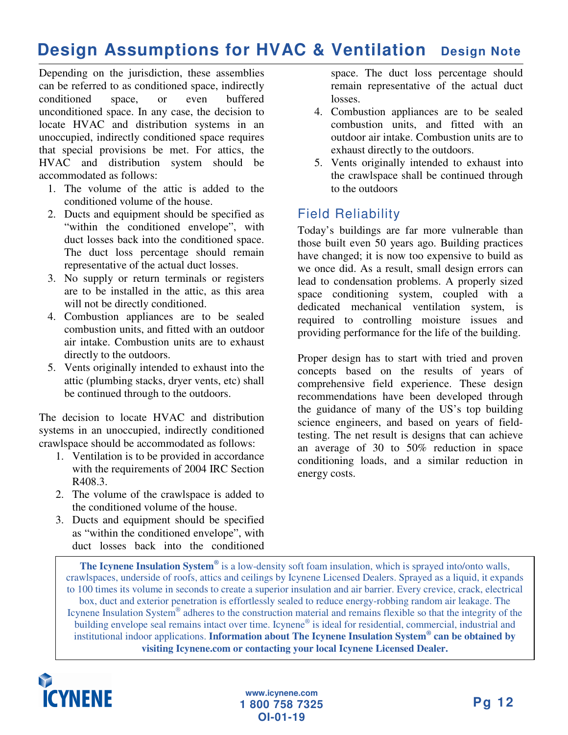# Design Assumptions for HVAC & Ventilation

Design Note

Depending on the jurisdiction, these assemblies can be referred to as conditioned space, indirectly conditioned space, or even buffered unconditioned space. In any case, the decision to locate HVAC and distribution systems in an unoccupied, indirectly conditioned space requires that special provisions be met. For attics, the HVAC and distribution system should be accommodated as follows:

1. The volume of the attic is added to the conditioned volume of the house.
2. Ducts and equipment should be specified as "within the conditioned envelope", with duct losses back into the conditioned space. The duct loss percentage should remain representative of the actual duct losses.
3. No supply or return terminals or registers are to be installed in the attic, as this area will not be directly conditioned.
4. Combustion appliances are to be sealed combustion units, and fitted with an outdoor air intake. Combustion units are to exhaust directly to the outdoors.
5. Vents originally intended to exhaust into the attic (plumbing stacks, dryer vents, etc) shall be continued through to the outdoors.

The decision to locate HVAC and distribution systems in an unoccupied, indirectly conditioned crawlspace should be accommodated as follows:

1. Ventilation is to be provided in accordance with the requirements of 2004 IRC Section R408.3.
2. The volume of the crawlspace is added to the conditioned volume of the house.
3. Ducts and equipment should be specified as "within the conditioned envelope", with duct losses back into the conditioned space. The duct loss percentage should remain representative of the actual duct losses.
4. Combustion appliances are to be sealed combustion units, and fitted with an outdoor air intake. Combustion units are to exhaust directly to the outdoors.
5. Vents originally intended to exhaust into the crawlspace shall be continued through to the outdoors

## Field Reliability

Today's buildings are far more vulnerable than those built even 50 years ago. Building practices have changed; it is now too expensive to build as we once did. As a result, small design errors can lead to condensation problems. A properly sized space conditioning system, coupled with a dedicated mechanical ventilation system, is required to controlling moisture issues and providing performance for the life of the building.

Proper design has to start with tried and proven concepts based on the results of years of comprehensive field experience. These design recommendations have been developed through the guidance of many of the US's top building science engineers, and based on years of field-testing. The net result is designs that can achieve an average of 30 to 50% reduction in space conditioning loads, and a similar reduction in energy costs.

**The Icynene Insulation System®** is a low-density soft foam insulation, which is sprayed into/onto walls, crawlspaces, underside of roofs, attics and ceilings by Icynene Licensed Dealers. Sprayed as a liquid, it expands to 100 times its volume in seconds to create a superior insulation and air barrier. Every crevice, crack, electrical box, duct and exterior penetration is effortlessly sealed to reduce energy-robbing random air leakage. The Icynene Insulation System® adheres to the construction material and remains flexible so that the integrity of the building envelope seal remains intact over time. Icynene® is ideal for residential, commercial, industrial and institutional indoor applications. **Information about The Icynene Insulation System® can be obtained by visiting Icynene.com or contacting your local Icynene Licensed Dealer.**

ICYNENE

www.icynene.com
1 800 758 7325
OI-01-19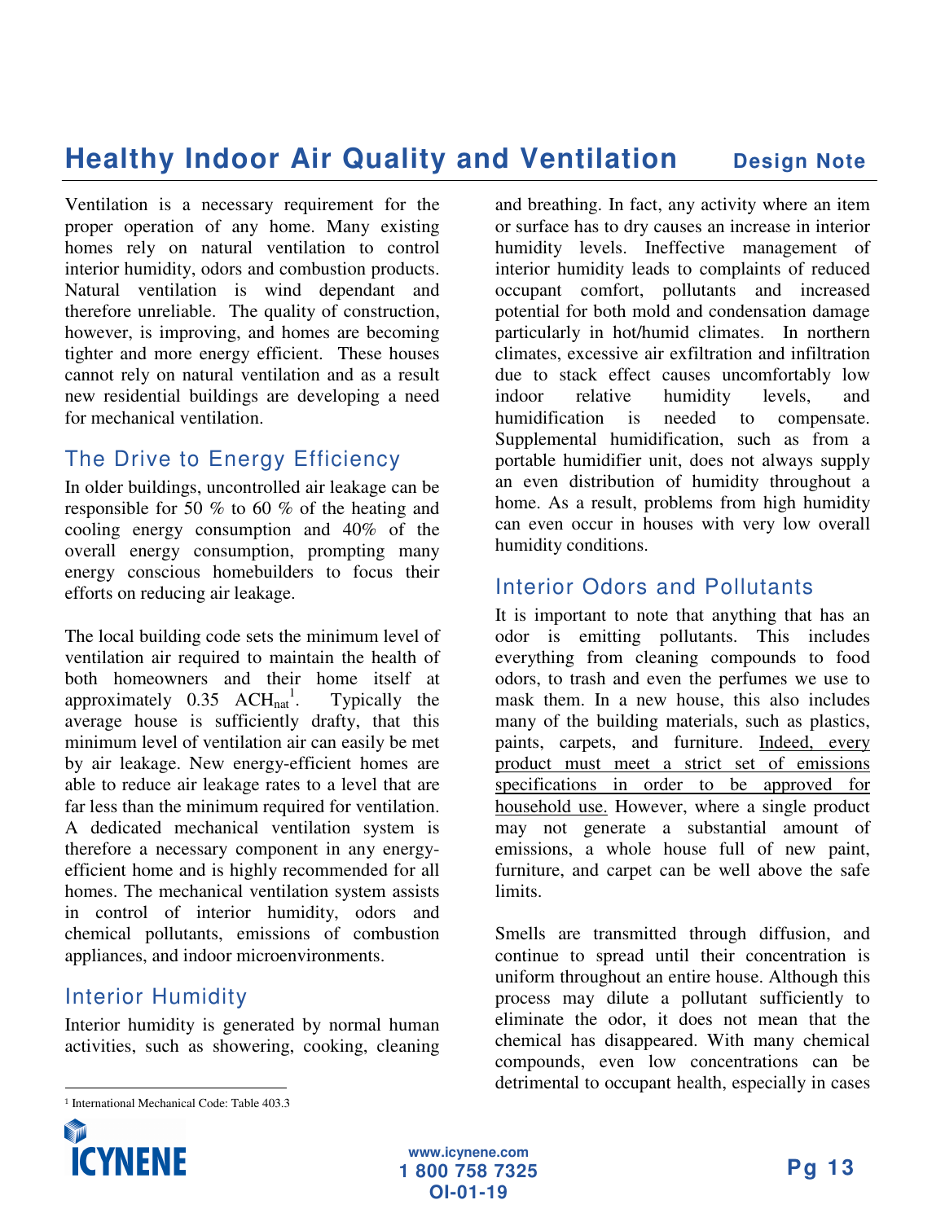# Healthy Indoor Air Quality and Ventilation

**Design Note**

Ventilation is a necessary requirement for the proper operation of any home. Many existing homes rely on natural ventilation to control interior humidity, odors and combustion products. Natural ventilation is wind dependant and therefore unreliable. The quality of construction, however, is improving, and homes are becoming tighter and more energy efficient. These houses cannot rely on natural ventilation and as a result new residential buildings are developing a need for mechanical ventilation.

## The Drive to Energy Efficiency

In older buildings, uncontrolled air leakage can be responsible for 50 % to 60 % of the heating and cooling energy consumption and 40% of the overall energy consumption, prompting many energy conscious homebuilders to focus their efforts on reducing air leakage.

The local building code sets the minimum level of ventilation air required to maintain the health of both homeowners and their home itself at approximately 0.35 $ACH_{nat}$[1]. Typically the average house is sufficiently drafty, that this minimum level of ventilation air can easily be met by air leakage. New energy-efficient homes are able to reduce air leakage rates to a level that are far less than the minimum required for ventilation. A dedicated mechanical ventilation system is therefore a necessary component in any energy-efficient home and is highly recommended for all homes. The mechanical ventilation system assists in control of interior humidity, odors and chemical pollutants, emissions of combustion appliances, and indoor microenvironments.

## Interior Humidity

Interior humidity is generated by normal human activities, such as showering, cooking, cleaning and breathing. In fact, any activity where an item or surface has to dry causes an increase in interior humidity levels. Ineffective management of interior humidity leads to complaints of reduced occupant comfort, pollutants and increased potential for both mold and condensation damage particularly in hot/humid climates. In northern climates, excessive air exfiltration and infiltration due to stack effect causes uncomfortably low indoor relative humidity levels, and humidification is needed to compensate. Supplemental humidification, such as from a portable humidifier unit, does not always supply an even distribution of humidity throughout a home. As a result, problems from high humidity can even occur in houses with very low overall humidity conditions.

## Interior Odors and Pollutants

It is important to note that anything that has an odor is emitting pollutants. This includes everything from cleaning compounds to food odors, to trash and even the perfumes we use to mask them. In a new house, this also includes many of the building materials, such as plastics, paints, carpets, and furniture. <u>Indeed, every product must meet a strict set of emissions specifications in order to be approved for household use.</u> However, where a single product may not generate a substantial amount of emissions, a whole house full of new paint, furniture, and carpet can be well above the safe limits.

Smells are transmitted through diffusion, and continue to spread until their concentration is uniform throughout an entire house. Although this process may dilute a pollutant sufficiently to eliminate the odor, it does not mean that the chemical has disappeared. With many chemical compounds, even low concentrations can be detrimental to occupant health, especially in cases

---

[1] International Mechanical Code: Table 403.3

www.icynene.com
1 800 758 7325
OI-01-19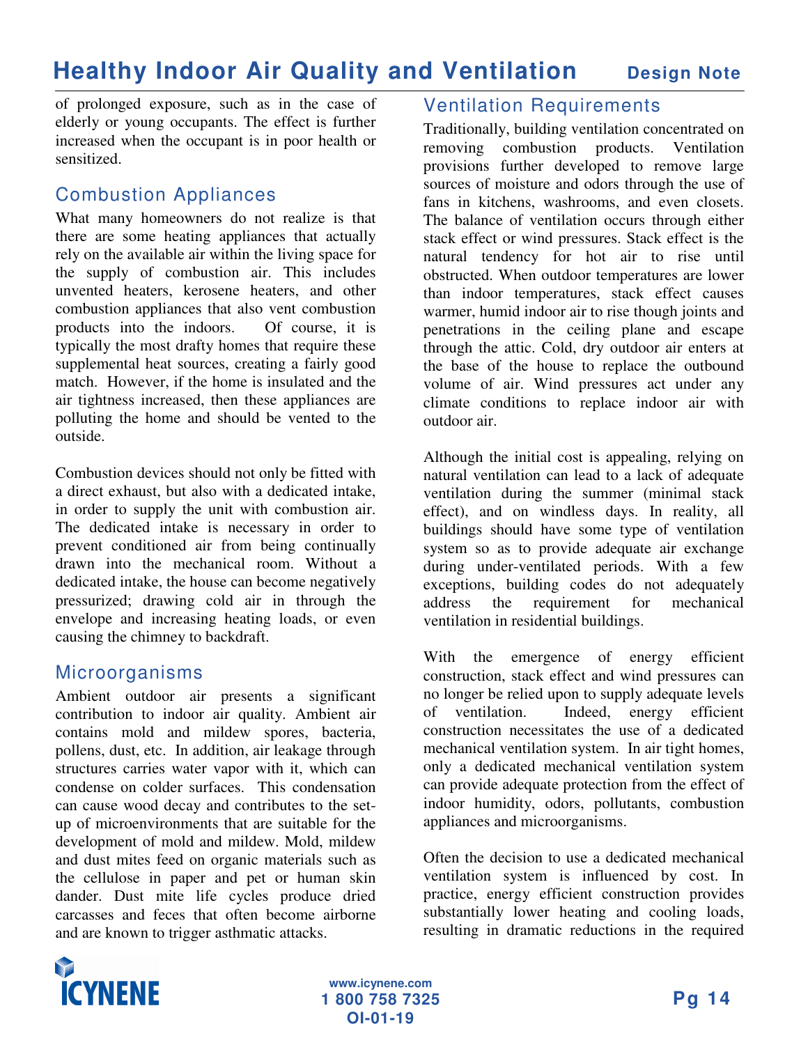of prolonged exposure, such as in the case of elderly or young occupants. The effect is further increased when the occupant is in poor health or sensitized.

## Combustion Appliances

What many homeowners do not realize is that there are some heating appliances that actually rely on the available air within the living space for the supply of combustion air. This includes unvented heaters, kerosene heaters, and other combustion appliances that also vent combustion products into the indoors. Of course, it is typically the most drafty homes that require these supplemental heat sources, creating a fairly good match. However, if the home is insulated and the air tightness increased, then these appliances are polluting the home and should be vented to the outside.

Combustion devices should not only be fitted with a direct exhaust, but also with a dedicated intake, in order to supply the unit with combustion air. The dedicated intake is necessary in order to prevent conditioned air from being continually drawn into the mechanical room. Without a dedicated intake, the house can become negatively pressurized; drawing cold air in through the envelope and increasing heating loads, or even causing the chimney to backdraft.

## Microorganisms

Ambient outdoor air presents a significant contribution to indoor air quality. Ambient air contains mold and mildew spores, bacteria, pollens, dust, etc. In addition, air leakage through structures carries water vapor with it, which can condense on colder surfaces. This condensation can cause wood decay and contributes to the set-up of microenvironments that are suitable for the development of mold and mildew. Mold, mildew and dust mites feed on organic materials such as the cellulose in paper and pet or human skin dander. Dust mite life cycles produce dried carcasses and feces that often become airborne and are known to trigger asthmatic attacks.

## Ventilation Requirements

Traditionally, building ventilation concentrated on removing combustion products. Ventilation provisions further developed to remove large sources of moisture and odors through the use of fans in kitchens, washrooms, and even closets. The balance of ventilation occurs through either stack effect or wind pressures. Stack effect is the natural tendency for hot air to rise until obstructed. When outdoor temperatures are lower than indoor temperatures, stack effect causes warmer, humid indoor air to rise though joints and penetrations in the ceiling plane and escape through the attic. Cold, dry outdoor air enters at the base of the house to replace the outbound volume of air. Wind pressures act under any climate conditions to replace indoor air with outdoor air.

Although the initial cost is appealing, relying on natural ventilation can lead to a lack of adequate ventilation during the summer (minimal stack effect), and on windless days. In reality, all buildings should have some type of ventilation system so as to provide adequate air exchange during under-ventilated periods. With a few exceptions, building codes do not adequately address the requirement for mechanical ventilation in residential buildings.

With the emergence of energy efficient construction, stack effect and wind pressures can no longer be relied upon to supply adequate levels of ventilation. Indeed, energy efficient construction necessitates the use of a dedicated mechanical ventilation system. In air tight homes, only a dedicated mechanical ventilation system can provide adequate protection from the effect of indoor humidity, odors, pollutants, combustion appliances and microorganisms.

Often the decision to use a dedicated mechanical ventilation system is influenced by cost. In practice, energy efficient construction provides substantially lower heating and cooling loads, resulting in dramatic reductions in the required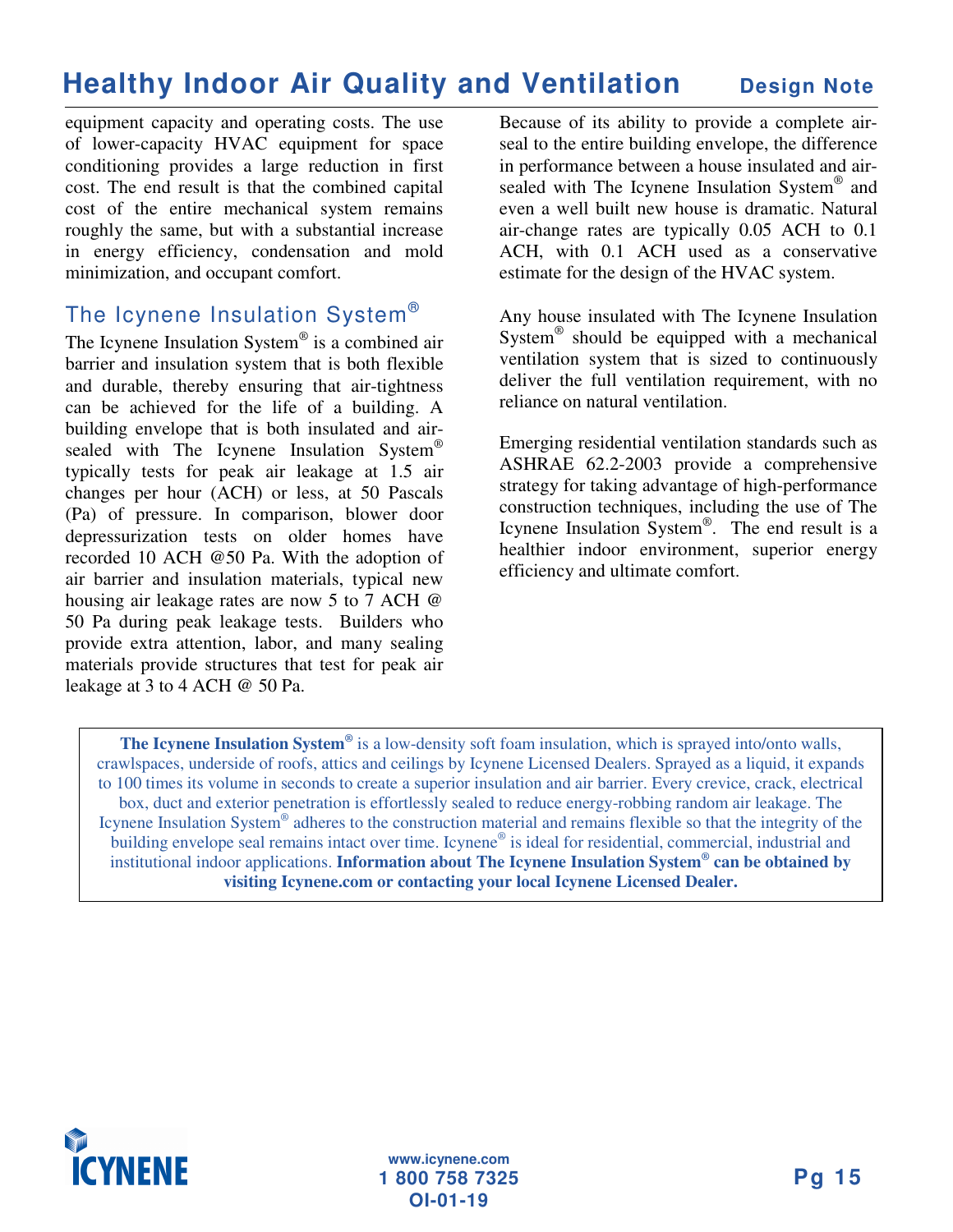equipment capacity and operating costs. The use of lower-capacity HVAC equipment for space conditioning provides a large reduction in first cost. The end result is that the combined capital cost of the entire mechanical system remains roughly the same, but with a substantial increase in energy efficiency, condensation and mold minimization, and occupant comfort.

## The Icynene Insulation System®

The Icynene Insulation System® is a combined air barrier and insulation system that is both flexible and durable, thereby ensuring that air-tightness can be achieved for the life of a building. A building envelope that is both insulated and air-sealed with The Icynene Insulation System® typically tests for peak air leakage at 1.5 air changes per hour (ACH) or less, at 50 Pascals (Pa) of pressure. In comparison, blower door depressurization tests on older homes have recorded 10 ACH @50 Pa. With the adoption of air barrier and insulation materials, typical new housing air leakage rates are now 5 to 7 ACH @ 50 Pa during peak leakage tests. Builders who provide extra attention, labor, and many sealing materials provide structures that test for peak air leakage at 3 to 4 ACH @ 50 Pa.

Because of its ability to provide a complete air-seal to the entire building envelope, the difference in performance between a house insulated and air-sealed with The Icynene Insulation System® and even a well built new house is dramatic. Natural air-change rates are typically 0.05 ACH to 0.1 ACH, with 0.1 ACH used as a conservative estimate for the design of the HVAC system.

Any house insulated with The Icynene Insulation System® should be equipped with a mechanical ventilation system that is sized to continuously deliver the full ventilation requirement, with no reliance on natural ventilation.

Emerging residential ventilation standards such as ASHRAE 62.2-2003 provide a comprehensive strategy for taking advantage of high-performance construction techniques, including the use of The Icynene Insulation System®. The end result is a healthier indoor environment, superior energy efficiency and ultimate comfort.

**The Icynene Insulation System®** is a low-density soft foam insulation, which is sprayed into/onto walls, crawlspaces, underside of roofs, attics and ceilings by Icynene Licensed Dealers. Sprayed as a liquid, it expands to 100 times its volume in seconds to create a superior insulation and air barrier. Every crevice, crack, electrical box, duct and exterior penetration is effortlessly sealed to reduce energy-robbing random air leakage. The Icynene Insulation System® adheres to the construction material and remains flexible so that the integrity of the building envelope seal remains intact over time. Icynene® is ideal for residential, commercial, industrial and institutional indoor applications. **Information about The Icynene Insulation System® can be obtained by visiting Icynene.com or contacting your local Icynene Licensed Dealer.**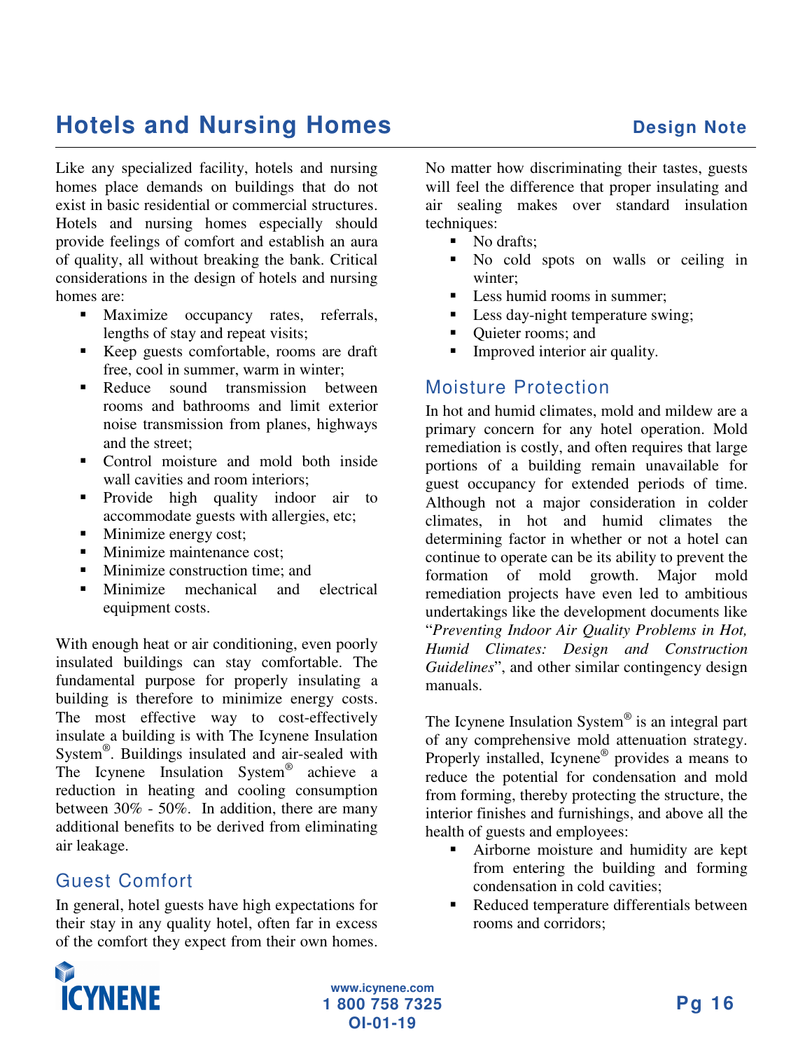# Hotels and Nursing Homes

**Design Note**

Like any specialized facility, hotels and nursing homes place demands on buildings that do not exist in basic residential or commercial structures. Hotels and nursing homes especially should provide feelings of comfort and establish an aura of quality, all without breaking the bank. Critical considerations in the design of hotels and nursing homes are:

- Maximize occupancy rates, referrals, lengths of stay and repeat visits;
- Keep guests comfortable, rooms are draft free, cool in summer, warm in winter;
- Reduce sound transmission between rooms and bathrooms and limit exterior noise transmission from planes, highways and the street;
- Control moisture and mold both inside wall cavities and room interiors;
- Provide high quality indoor air to accommodate guests with allergies, etc;
- Minimize energy cost;
- Minimize maintenance cost;
- Minimize construction time; and
- Minimize mechanical and electrical equipment costs.

With enough heat or air conditioning, even poorly insulated buildings can stay comfortable. The fundamental purpose for properly insulating a building is therefore to minimize energy costs. The most effective way to cost-effectively insulate a building is with The Icynene Insulation System®. Buildings insulated and air-sealed with The Icynene Insulation System® achieve a reduction in heating and cooling consumption between 30% - 50%. In addition, there are many additional benefits to be derived from eliminating air leakage.

## Guest Comfort

In general, hotel guests have high expectations for their stay in any quality hotel, often far in excess of the comfort they expect from their own homes. No matter how discriminating their tastes, guests will feel the difference that proper insulating and air sealing makes over standard insulation techniques:

- No drafts;
- No cold spots on walls or ceiling in winter;
- Less humid rooms in summer;
- Less day-night temperature swing;
- Quieter rooms; and
- Improved interior air quality.

## Moisture Protection

In hot and humid climates, mold and mildew are a primary concern for any hotel operation. Mold remediation is costly, and often requires that large portions of a building remain unavailable for guest occupancy for extended periods of time. Although not a major consideration in colder climates, in hot and humid climates the determining factor in whether or not a hotel can continue to operate can be its ability to prevent the formation of mold growth. Major mold remediation projects have even led to ambitious undertakings like the development documents like "*Preventing Indoor Air Quality Problems in Hot, Humid Climates: Design and Construction Guidelines*", and other similar contingency design manuals.

The Icynene Insulation System® is an integral part of any comprehensive mold attenuation strategy. Properly installed, Icynene® provides a means to reduce the potential for condensation and mold from forming, thereby protecting the structure, the interior finishes and furnishings, and above all the health of guests and employees:

- Airborne moisture and humidity are kept from entering the building and forming condensation in cold cavities;
- Reduced temperature differentials between rooms and corridors;

www.icynene.com
1 800 758 7325
OI-01-19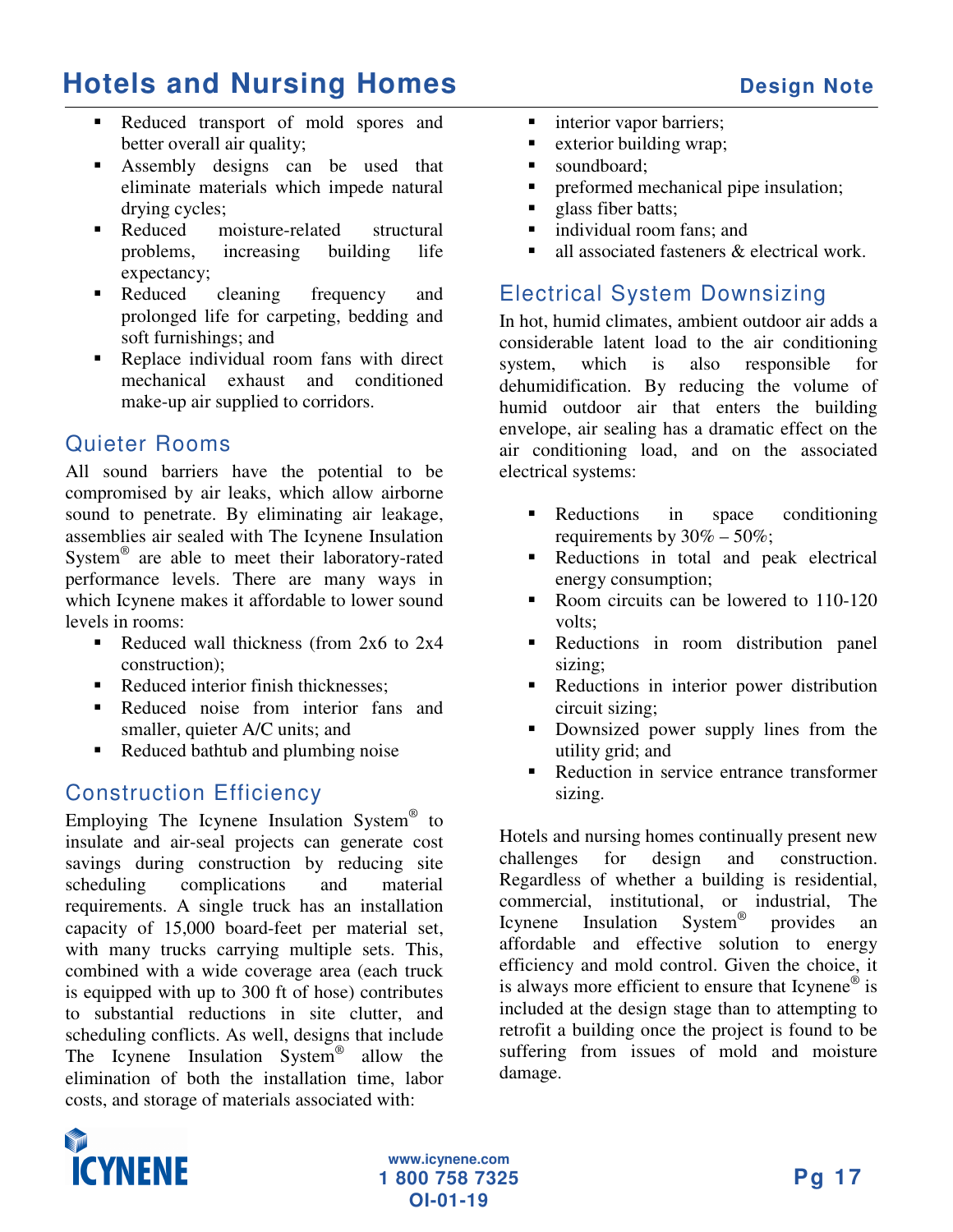- Reduced transport of mold spores and better overall air quality;
- Assembly designs can be used that eliminate materials which impede natural drying cycles;
- Reduced moisture-related structural problems, increasing building life expectancy;
- Reduced cleaning frequency and prolonged life for carpeting, bedding and soft furnishings; and
- Replace individual room fans with direct mechanical exhaust and conditioned make-up air supplied to corridors.

## Quieter Rooms

All sound barriers have the potential to be compromised by air leaks, which allow airborne sound to penetrate. By eliminating air leakage, assemblies air sealed with The Icynene Insulation System® are able to meet their laboratory-rated performance levels. There are many ways in which Icynene makes it affordable to lower sound levels in rooms:

- Reduced wall thickness (from 2x6 to 2x4 construction);
- Reduced interior finish thicknesses;
- Reduced noise from interior fans and smaller, quieter A/C units; and
- Reduced bathtub and plumbing noise

## Construction Efficiency

Employing The Icynene Insulation System® to insulate and air-seal projects can generate cost savings during construction by reducing site scheduling complications and material requirements. A single truck has an installation capacity of 15,000 board-feet per material set, with many trucks carrying multiple sets. This, combined with a wide coverage area (each truck is equipped with up to 300 ft of hose) contributes to substantial reductions in site clutter, and scheduling conflicts. As well, designs that include The Icynene Insulation System® allow the elimination of both the installation time, labor costs, and storage of materials associated with:

- interior vapor barriers;
- exterior building wrap;
- soundboard;
- preformed mechanical pipe insulation;
- glass fiber batts;
- individual room fans; and
- all associated fasteners & electrical work.

## Electrical System Downsizing

In hot, humid climates, ambient outdoor air adds a considerable latent load to the air conditioning system, which is also responsible for dehumidification. By reducing the volume of humid outdoor air that enters the building envelope, air sealing has a dramatic effect on the air conditioning load, and on the associated electrical systems:

- Reductions in space conditioning requirements by 30% – 50%;
- Reductions in total and peak electrical energy consumption;
- Room circuits can be lowered to 110-120 volts;
- Reductions in room distribution panel sizing;
- Reductions in interior power distribution circuit sizing;
- Downsized power supply lines from the utility grid; and
- Reduction in service entrance transformer sizing.

Hotels and nursing homes continually present new challenges for design and construction. Regardless of whether a building is residential, commercial, institutional, or industrial, The Icynene Insulation System® provides an affordable and effective solution to energy efficiency and mold control. Given the choice, it is always more efficient to ensure that Icynene® is included at the design stage than to attempting to retrofit a building once the project is found to be suffering from issues of mold and moisture damage.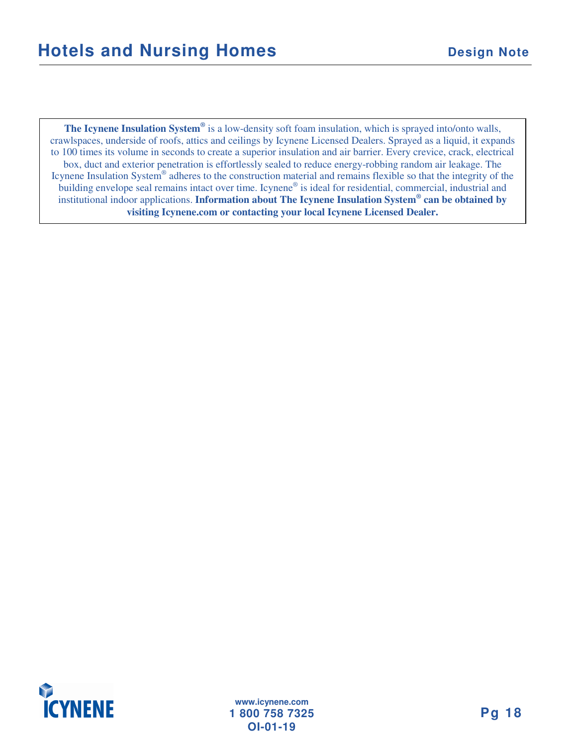**The Icynene Insulation System®** is a low-density soft foam insulation, which is sprayed into/onto walls, crawlspaces, underside of roofs, attics and ceilings by Icynene Licensed Dealers. Sprayed as a liquid, it expands to 100 times its volume in seconds to create a superior insulation and air barrier. Every crevice, crack, electrical box, duct and exterior penetration is effortlessly sealed to reduce energy-robbing random air leakage. The Icynene Insulation System® adheres to the construction material and remains flexible so that the integrity of the building envelope seal remains intact over time. Icynene® is ideal for residential, commercial, industrial and institutional indoor applications. **Information about The Icynene Insulation System® can be obtained by visiting Icynene.com or contacting your local Icynene Licensed Dealer.**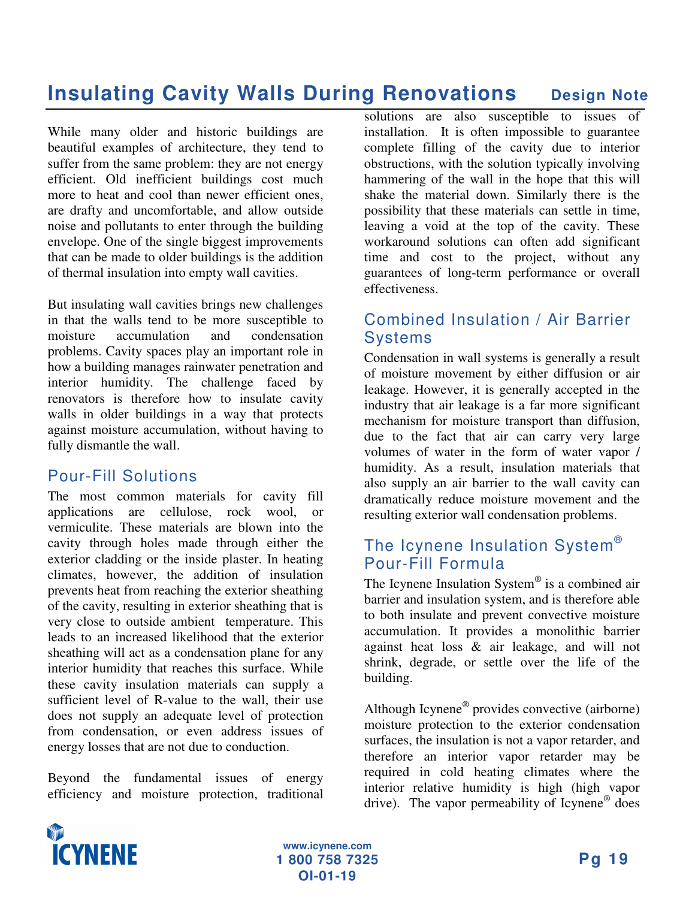# Insulating Cavity Walls During Renovations

**Design Note**

While many older and historic buildings are beautiful examples of architecture, they tend to suffer from the same problem: they are not energy efficient. Old inefficient buildings cost much more to heat and cool than newer efficient ones, are drafty and uncomfortable, and allow outside noise and pollutants to enter through the building envelope. One of the single biggest improvements that can be made to older buildings is the addition of thermal insulation into empty wall cavities.

But insulating wall cavities brings new challenges in that the walls tend to be more susceptible to moisture accumulation and condensation problems. Cavity spaces play an important role in how a building manages rainwater penetration and interior humidity. The challenge faced by renovators is therefore how to insulate cavity walls in older buildings in a way that protects against moisture accumulation, without having to fully dismantle the wall.

## Pour-Fill Solutions

The most common materials for cavity fill applications are cellulose, rock wool, or vermiculite. These materials are blown into the cavity through holes made through either the exterior cladding or the inside plaster. In heating climates, however, the addition of insulation prevents heat from reaching the exterior sheathing of the cavity, resulting in exterior sheathing that is very close to outside ambient temperature. This leads to an increased likelihood that the exterior sheathing will act as a condensation plane for any interior humidity that reaches this surface. While these cavity insulation materials can supply a sufficient level of R-value to the wall, their use does not supply an adequate level of protection from condensation, or even address issues of energy losses that are not due to conduction.

Beyond the fundamental issues of energy efficiency and moisture protection, traditional solutions are also susceptible to issues of installation. It is often impossible to guarantee complete filling of the cavity due to interior obstructions, with the solution typically involving hammering of the wall in the hope that this will shake the material down. Similarly there is the possibility that these materials can settle in time, leaving a void at the top of the cavity. These workaround solutions can often add significant time and cost to the project, without any guarantees of long-term performance or overall effectiveness.

## Combined Insulation / Air Barrier Systems

Condensation in wall systems is generally a result of moisture movement by either diffusion or air leakage. However, it is generally accepted in the industry that air leakage is a far more significant mechanism for moisture transport than diffusion, due to the fact that air can carry very large volumes of water in the form of water vapor / humidity. As a result, insulation materials that also supply an air barrier to the wall cavity can dramatically reduce moisture movement and the resulting exterior wall condensation problems.

## The Icynene Insulation System® Pour-Fill Formula

The Icynene Insulation System® is a combined air barrier and insulation system, and is therefore able to both insulate and prevent convective moisture accumulation. It provides a monolithic barrier against heat loss & air leakage, and will not shrink, degrade, or settle over the life of the building.

Although Icynene® provides convective (airborne) moisture protection to the exterior condensation surfaces, the insulation is not a vapor retarder, and therefore an interior vapor retarder may be required in cold heating climates where the interior relative humidity is high (high vapor drive). The vapor permeability of Icynene® does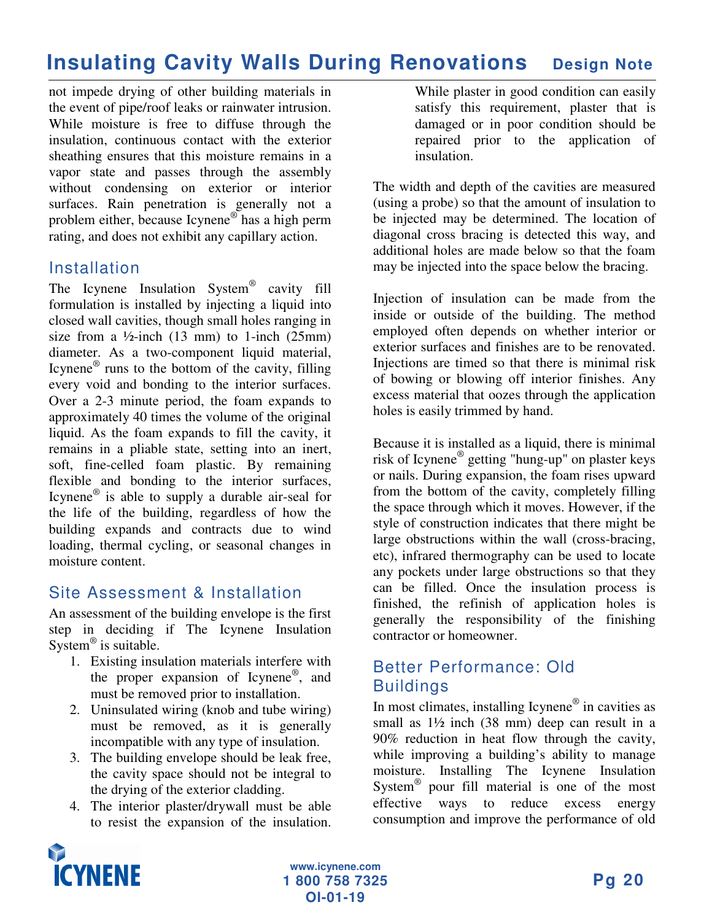not impede drying of other building materials in the event of pipe/roof leaks or rainwater intrusion. While moisture is free to diffuse through the insulation, continuous contact with the exterior sheathing ensures that this moisture remains in a vapor state and passes through the assembly without condensing on exterior or interior surfaces. Rain penetration is generally not a problem either, because Icynene® has a high perm rating, and does not exhibit any capillary action.

## Installation

The Icynene Insulation System® cavity fill formulation is installed by injecting a liquid into closed wall cavities, though small holes ranging in size from a ½-inch (13 mm) to 1-inch (25mm) diameter. As a two-component liquid material, Icynene® runs to the bottom of the cavity, filling every void and bonding to the interior surfaces. Over a 2-3 minute period, the foam expands to approximately 40 times the volume of the original liquid. As the foam expands to fill the cavity, it remains in a pliable state, setting into an inert, soft, fine-celled foam plastic. By remaining flexible and bonding to the interior surfaces, Icynene® is able to supply a durable air-seal for the life of the building, regardless of how the building expands and contracts due to wind loading, thermal cycling, or seasonal changes in moisture content.

## Site Assessment & Installation

An assessment of the building envelope is the first step in deciding if The Icynene Insulation System® is suitable.

1. Existing insulation materials interfere with the proper expansion of Icynene®, and must be removed prior to installation.
2. Uninsulated wiring (knob and tube wiring) must be removed, as it is generally incompatible with any type of insulation.
3. The building envelope should be leak free, the cavity space should not be integral to the drying of the exterior cladding.
4. The interior plaster/drywall must be able to resist the expansion of the insulation. While plaster in good condition can easily satisfy this requirement, plaster that is damaged or in poor condition should be repaired prior to the application of insulation.

The width and depth of the cavities are measured (using a probe) so that the amount of insulation to be injected may be determined. The location of diagonal cross bracing is detected this way, and additional holes are made below so that the foam may be injected into the space below the bracing.

Injection of insulation can be made from the inside or outside of the building. The method employed often depends on whether interior or exterior surfaces and finishes are to be renovated. Injections are timed so that there is minimal risk of bowing or blowing off interior finishes. Any excess material that oozes through the application holes is easily trimmed by hand.

Because it is installed as a liquid, there is minimal risk of Icynene® getting "hung-up" on plaster keys or nails. During expansion, the foam rises upward from the bottom of the cavity, completely filling the space through which it moves. However, if the style of construction indicates that there might be large obstructions within the wall (cross-bracing, etc), infrared thermography can be used to locate any pockets under large obstructions so that they can be filled. Once the insulation process is finished, the refinish of application holes is generally the responsibility of the finishing contractor or homeowner.

## Better Performance: Old Buildings

In most climates, installing Icynene® in cavities as small as 1½ inch (38 mm) deep can result in a 90% reduction in heat flow through the cavity, while improving a building's ability to manage moisture. Installing The Icynene Insulation System® pour fill material is one of the most effective ways to reduce excess energy consumption and improve the performance of old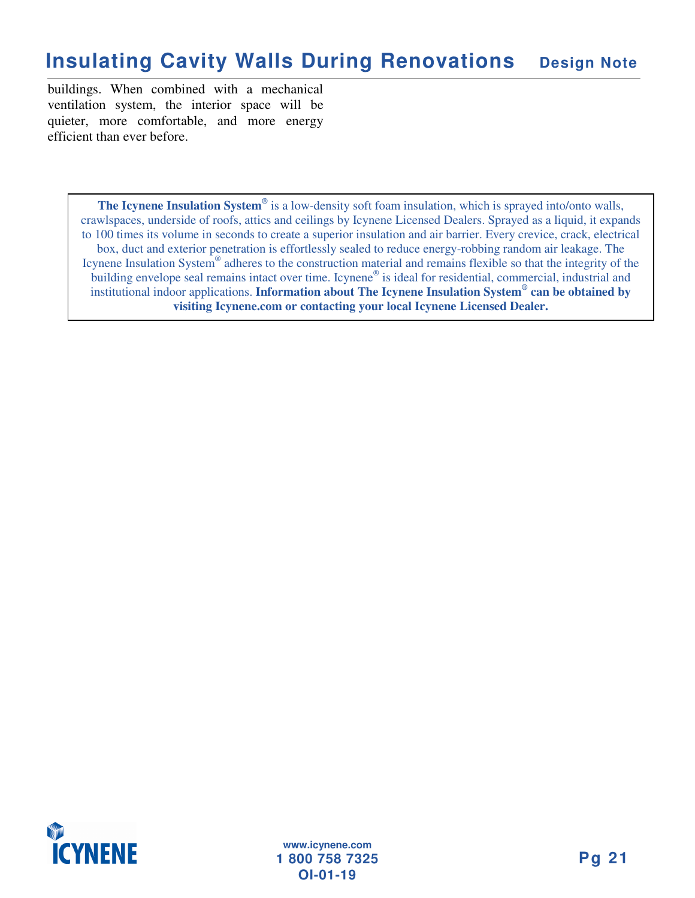buildings. When combined with a mechanical ventilation system, the interior space will be quieter, more comfortable, and more energy efficient than ever before.

**The Icynene Insulation System®** is a low-density soft foam insulation, which is sprayed into/onto walls, crawlspaces, underside of roofs, attics and ceilings by Icynene Licensed Dealers. Sprayed as a liquid, it expands to 100 times its volume in seconds to create a superior insulation and air barrier. Every crevice, crack, electrical box, duct and exterior penetration is effortlessly sealed to reduce energy-robbing random air leakage. The Icynene Insulation System® adheres to the construction material and remains flexible so that the integrity of the building envelope seal remains intact over time. Icynene® is ideal for residential, commercial, industrial and institutional indoor applications. **Information about The Icynene Insulation System® can be obtained by visiting Icynene.com or contacting your local Icynene Licensed Dealer.**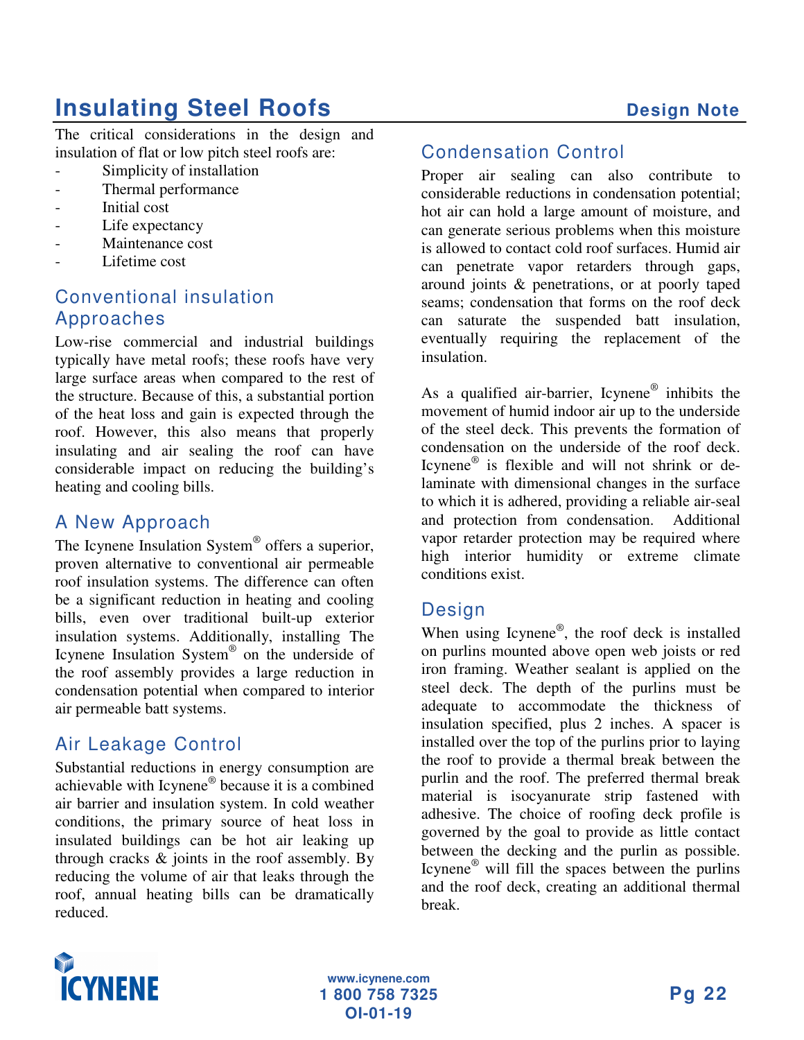# Insulating Steel Roofs

**Design Note**

The critical considerations in the design and insulation of flat or low pitch steel roofs are:

- Simplicity of installation
- Thermal performance
- Initial cost
- Life expectancy
- Maintenance cost
- Lifetime cost

## Conventional insulation Approaches

Low-rise commercial and industrial buildings typically have metal roofs; these roofs have very large surface areas when compared to the rest of the structure. Because of this, a substantial portion of the heat loss and gain is expected through the roof. However, this also means that properly insulating and air sealing the roof can have considerable impact on reducing the building's heating and cooling bills.

## A New Approach

The Icynene Insulation System® offers a superior, proven alternative to conventional air permeable roof insulation systems. The difference can often be a significant reduction in heating and cooling bills, even over traditional built-up exterior insulation systems. Additionally, installing The Icynene Insulation System® on the underside of the roof assembly provides a large reduction in condensation potential when compared to interior air permeable batt systems.

## Air Leakage Control

Substantial reductions in energy consumption are achievable with Icynene® because it is a combined air barrier and insulation system. In cold weather conditions, the primary source of heat loss in insulated buildings can be hot air leaking up through cracks & joints in the roof assembly. By reducing the volume of air that leaks through the roof, annual heating bills can be dramatically reduced.

## Condensation Control

Proper air sealing can also contribute to considerable reductions in condensation potential; hot air can hold a large amount of moisture, and can generate serious problems when this moisture is allowed to contact cold roof surfaces. Humid air can penetrate vapor retarders through gaps, around joints & penetrations, or at poorly taped seams; condensation that forms on the roof deck can saturate the suspended batt insulation, eventually requiring the replacement of the insulation.

As a qualified air-barrier, Icynene® inhibits the movement of humid indoor air up to the underside of the steel deck. This prevents the formation of condensation on the underside of the roof deck. Icynene® is flexible and will not shrink or de-laminate with dimensional changes in the surface to which it is adhered, providing a reliable air-seal and protection from condensation. Additional vapor retarder protection may be required where high interior humidity or extreme climate conditions exist.

## Design

When using Icynene®, the roof deck is installed on purlins mounted above open web joists or red iron framing. Weather sealant is applied on the steel deck. The depth of the purlins must be adequate to accommodate the thickness of insulation specified, plus 2 inches. A spacer is installed over the top of the purlins prior to laying the roof to provide a thermal break between the purlin and the roof. The preferred thermal break material is isocyanurate strip fastened with adhesive. The choice of roofing deck profile is governed by the goal to provide as little contact between the decking and the purlin as possible. Icynene® will fill the spaces between the purlins and the roof deck, creating an additional thermal break.

ICYNENE

www.icynene.com
1 800 758 7325
OI-01-19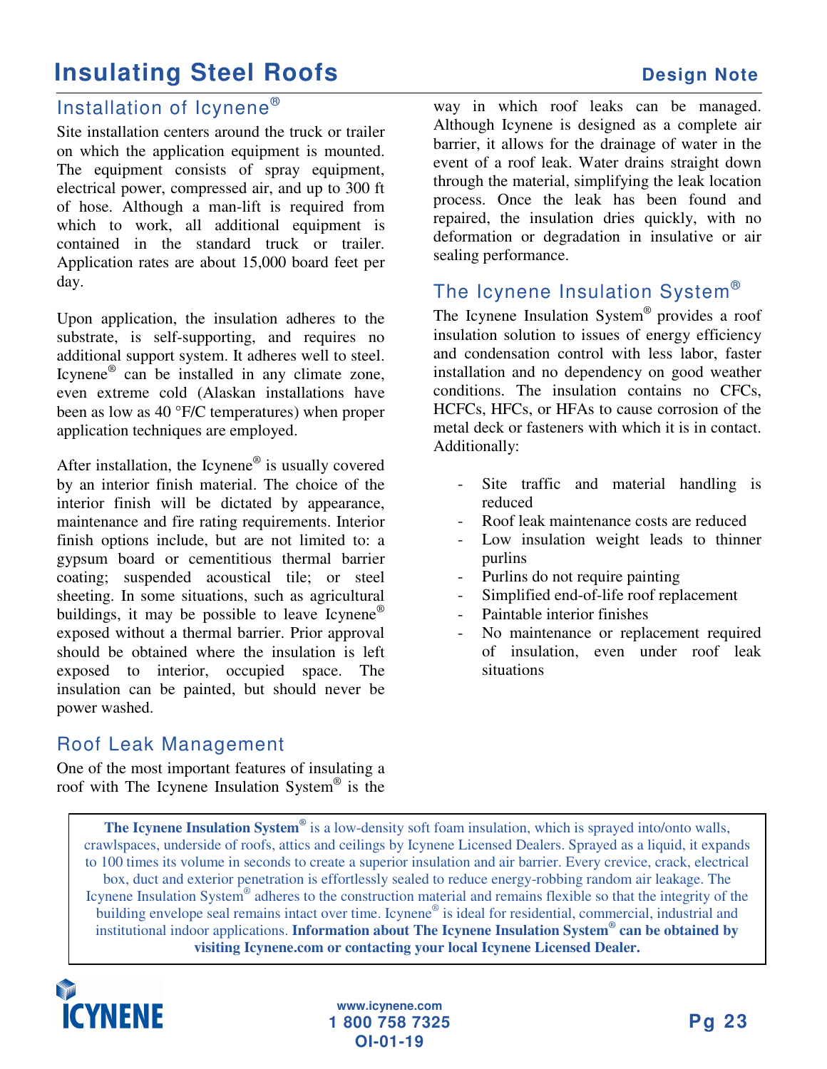# Insulating Steel Roofs

**Design Note**

## Installation of Icynene®

Site installation centers around the truck or trailer on which the application equipment is mounted. The equipment consists of spray equipment, electrical power, compressed air, and up to 300 ft of hose. Although a man-lift is required from which to work, all additional equipment is contained in the standard truck or trailer. Application rates are about 15,000 board feet per day.

Upon application, the insulation adheres to the substrate, is self-supporting, and requires no additional support system. It adheres well to steel. Icynene® can be installed in any climate zone, even extreme cold (Alaskan installations have been as low as 40 °F/C temperatures) when proper application techniques are employed.

After installation, the Icynene® is usually covered by an interior finish material. The choice of the interior finish will be dictated by appearance, maintenance and fire rating requirements. Interior finish options include, but are not limited to: a gypsum board or cementitious thermal barrier coating; suspended acoustical tile; or steel sheeting. In some situations, such as agricultural buildings, it may be possible to leave Icynene® exposed without a thermal barrier. Prior approval should be obtained where the insulation is left exposed to interior, occupied space. The insulation can be painted, but should never be power washed.

## Roof Leak Management

One of the most important features of insulating a roof with The Icynene Insulation System® is the way in which roof leaks can be managed. Although Icynene is designed as a complete air barrier, it allows for the drainage of water in the event of a roof leak. Water drains straight down through the material, simplifying the leak location process. Once the leak has been found and repaired, the insulation dries quickly, with no deformation or degradation in insulative or air sealing performance.

## The Icynene Insulation System®

The Icynene Insulation System® provides a roof insulation solution to issues of energy efficiency and condensation control with less labor, faster installation and no dependency on good weather conditions. The insulation contains no CFCs, HCFCs, HFCs, or HFAs to cause corrosion of the metal deck or fasteners with which it is in contact. Additionally:

- Site traffic and material handling is reduced
- Roof leak maintenance costs are reduced
- Low insulation weight leads to thinner purlins
- Purlins do not require painting
- Simplified end-of-life roof replacement
- Paintable interior finishes
- No maintenance or replacement required of insulation, even under roof leak situations

**The Icynene Insulation System®** is a low-density soft foam insulation, which is sprayed into/onto walls, crawlspaces, underside of roofs, attics and ceilings by Icynene Licensed Dealers. Sprayed as a liquid, it expands to 100 times its volume in seconds to create a superior insulation and air barrier. Every crevice, crack, electrical box, duct and exterior penetration is effortlessly sealed to reduce energy-robbing random air leakage. The Icynene Insulation System® adheres to the construction material and remains flexible so that the integrity of the building envelope seal remains intact over time. Icynene® is ideal for residential, commercial, industrial and institutional indoor applications. **Information about The Icynene Insulation System® can be obtained by visiting Icynene.com or contacting your local Icynene Licensed Dealer.**

ICYNENE

www.icynene.com
1 800 758 7325
OI-01-19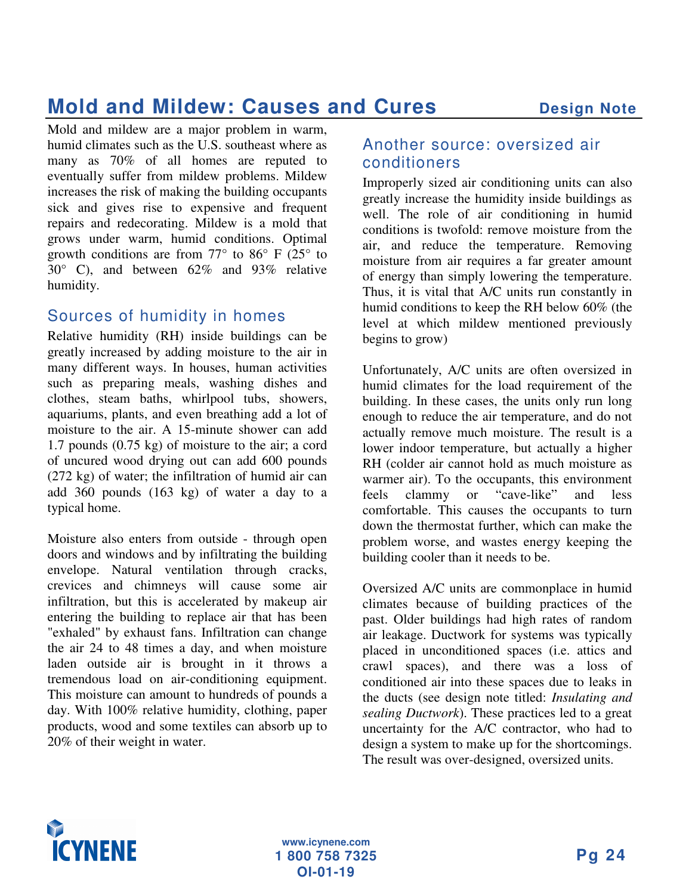# Mold and Mildew: Causes and Cures

**Design Note**

Mold and mildew are a major problem in warm, humid climates such as the U.S. southeast where as many as 70% of all homes are reputed to eventually suffer from mildew problems. Mildew increases the risk of making the building occupants sick and gives rise to expensive and frequent repairs and redecorating. Mildew is a mold that grows under warm, humid conditions. Optimal growth conditions are from 77° to 86° F (25° to 30° C), and between 62% and 93% relative humidity.

## Sources of humidity in homes

Relative humidity (RH) inside buildings can be greatly increased by adding moisture to the air in many different ways. In houses, human activities such as preparing meals, washing dishes and clothes, steam baths, whirlpool tubs, showers, aquariums, plants, and even breathing add a lot of moisture to the air. A 15-minute shower can add 1.7 pounds (0.75 kg) of moisture to the air; a cord of uncured wood drying out can add 600 pounds (272 kg) of water; the infiltration of humid air can add 360 pounds (163 kg) of water a day to a typical home.

Moisture also enters from outside - through open doors and windows and by infiltrating the building envelope. Natural ventilation through cracks, crevices and chimneys will cause some air infiltration, but this is accelerated by makeup air entering the building to replace air that has been "exhaled" by exhaust fans. Infiltration can change the air 24 to 48 times a day, and when moisture laden outside air is brought in it throws a tremendous load on air-conditioning equipment. This moisture can amount to hundreds of pounds a day. With 100% relative humidity, clothing, paper products, wood and some textiles can absorb up to 20% of their weight in water.

## Another source: oversized air conditioners

Improperly sized air conditioning units can also greatly increase the humidity inside buildings as well. The role of air conditioning in humid conditions is twofold: remove moisture from the air, and reduce the temperature. Removing moisture from air requires a far greater amount of energy than simply lowering the temperature. Thus, it is vital that A/C units run constantly in humid conditions to keep the RH below 60% (the level at which mildew mentioned previously begins to grow)

Unfortunately, A/C units are often oversized in humid climates for the load requirement of the building. In these cases, the units only run long enough to reduce the air temperature, and do not actually remove much moisture. The result is a lower indoor temperature, but actually a higher RH (colder air cannot hold as much moisture as warmer air). To the occupants, this environment feels clammy or "cave-like" and less comfortable. This causes the occupants to turn down the thermostat further, which can make the problem worse, and wastes energy keeping the building cooler than it needs to be.

Oversized A/C units are commonplace in humid climates because of building practices of the past. Older buildings had high rates of random air leakage. Ductwork for systems was typically placed in unconditioned spaces (i.e. attics and crawl spaces), and there was a loss of conditioned air into these spaces due to leaks in the ducts (see design note titled: *Insulating and sealing Ductwork*). These practices led to a great uncertainty for the A/C contractor, who had to design a system to make up for the shortcomings. The result was over-designed, oversized units.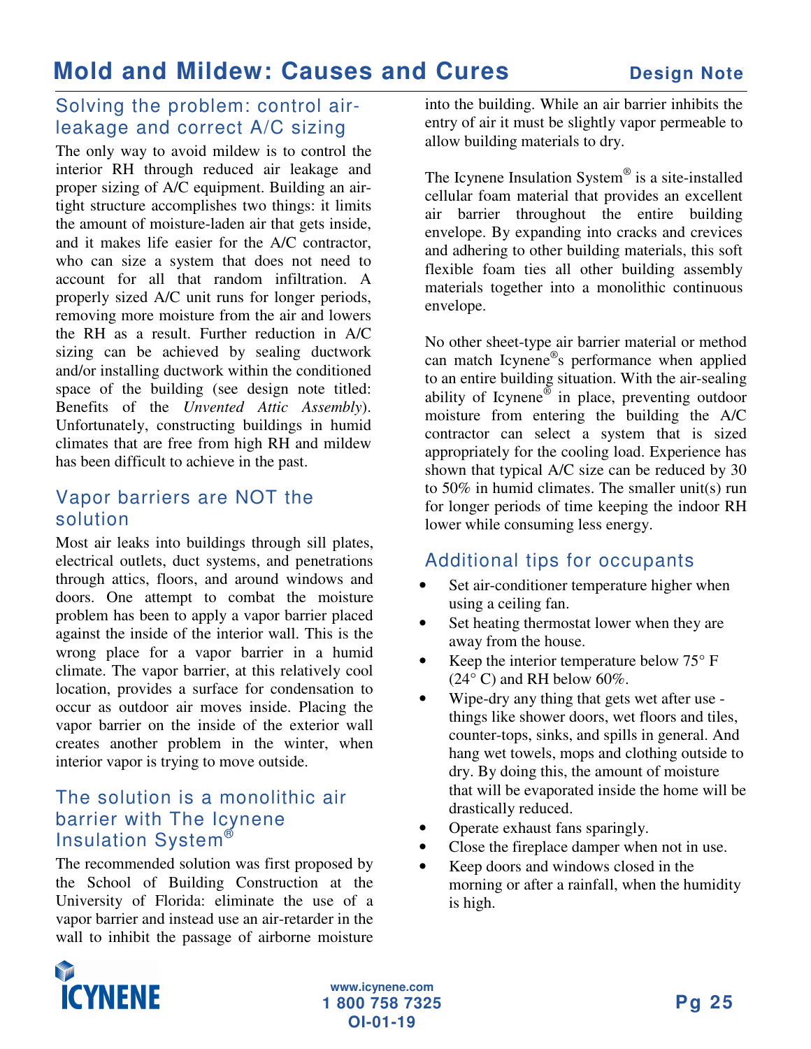## Solving the problem: control air-leakage and correct A/C sizing

The only way to avoid mildew is to control the interior RH through reduced air leakage and proper sizing of A/C equipment. Building an air-tight structure accomplishes two things: it limits the amount of moisture-laden air that gets inside, and it makes life easier for the A/C contractor, who can size a system that does not need to account for all that random infiltration. A properly sized A/C unit runs for longer periods, removing more moisture from the air and lowers the RH as a result. Further reduction in A/C sizing can be achieved by sealing ductwork and/or installing ductwork within the conditioned space of the building (see design note titled: Benefits of the *Unvented Attic Assembly*). Unfortunately, constructing buildings in humid climates that are free from high RH and mildew has been difficult to achieve in the past.

## Vapor barriers are NOT the solution

Most air leaks into buildings through sill plates, electrical outlets, duct systems, and penetrations through attics, floors, and around windows and doors. One attempt to combat the moisture problem has been to apply a vapor barrier placed against the inside of the interior wall. This is the wrong place for a vapor barrier in a humid climate. The vapor barrier, at this relatively cool location, provides a surface for condensation to occur as outdoor air moves inside. Placing the vapor barrier on the inside of the exterior wall creates another problem in the winter, when interior vapor is trying to move outside.

## The solution is a monolithic air barrier with The Icynene Insulation System®

The recommended solution was first proposed by the School of Building Construction at the University of Florida: eliminate the use of a vapor barrier and instead use an air-retarder in the wall to inhibit the passage of airborne moisture into the building. While an air barrier inhibits the entry of air it must be slightly vapor permeable to allow building materials to dry.

The Icynene Insulation System® is a site-installed cellular foam material that provides an excellent air barrier throughout the entire building envelope. By expanding into cracks and crevices and adhering to other building materials, this soft flexible foam ties all other building assembly materials together into a monolithic continuous envelope.

No other sheet-type air barrier material or method can match Icynene®s performance when applied to an entire building situation. With the air-sealing ability of Icynene® in place, preventing outdoor moisture from entering the building the A/C contractor can select a system that is sized appropriately for the cooling load. Experience has shown that typical A/C size can be reduced by 30 to 50% in humid climates. The smaller unit(s) run for longer periods of time keeping the indoor RH lower while consuming less energy.

## Additional tips for occupants

- Set air-conditioner temperature higher when using a ceiling fan.
- Set heating thermostat lower when they are away from the house.
- Keep the interior temperature below 75° F (24° C) and RH below 60%.
- Wipe-dry any thing that gets wet after use - things like shower doors, wet floors and tiles, counter-tops, sinks, and spills in general. And hang wet towels, mops and clothing outside to dry. By doing this, the amount of moisture that will be evaporated inside the home will be drastically reduced.
- Operate exhaust fans sparingly.
- Close the fireplace damper when not in use.
- Keep doors and windows closed in the morning or after a rainfall, when the humidity is high.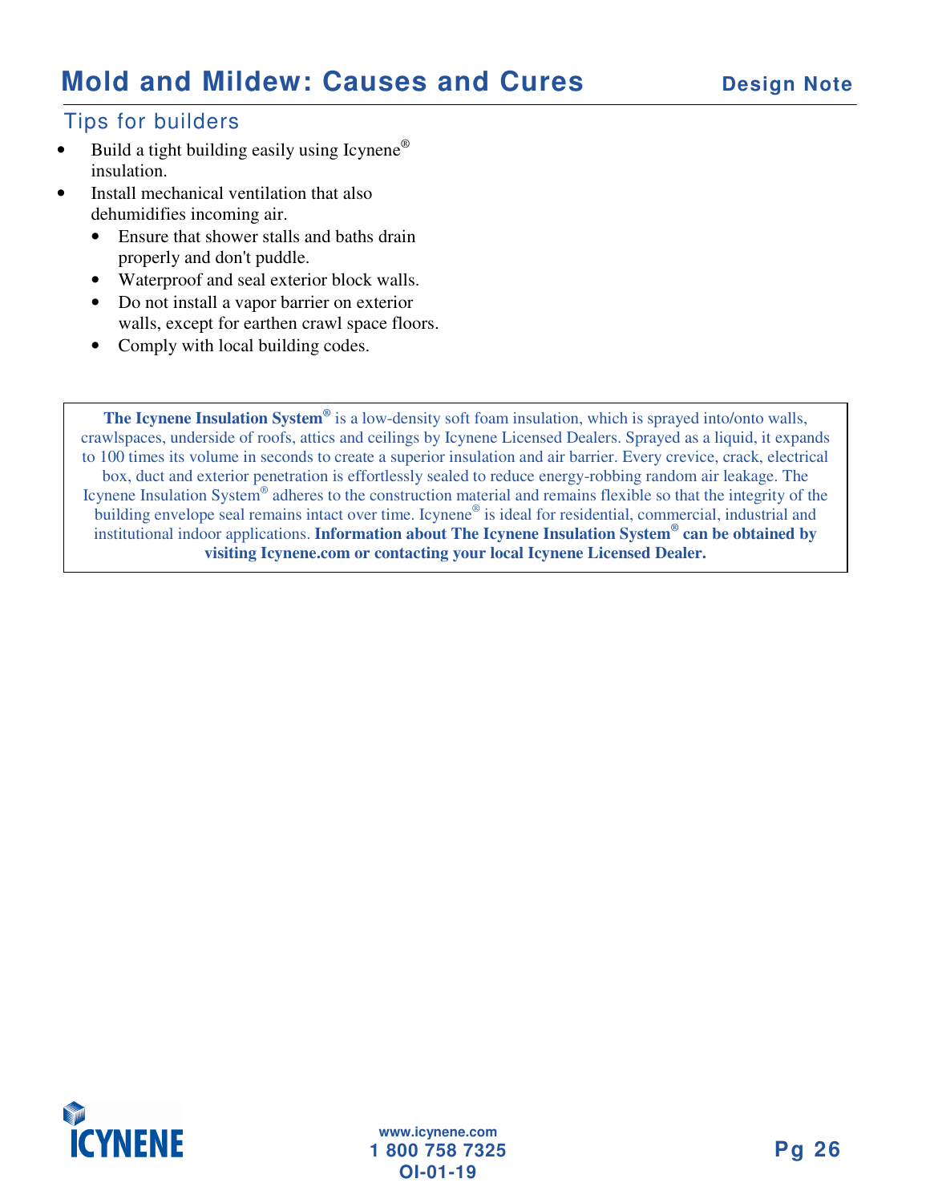## Tips for builders

- Build a tight building easily using Icynene® insulation.
- Install mechanical ventilation that also dehumidifies incoming air.
  - Ensure that shower stalls and baths drain properly and don't puddle.
  - Waterproof and seal exterior block walls.
  - Do not install a vapor barrier on exterior walls, except for earthen crawl space floors.
  - Comply with local building codes.

**The Icynene Insulation System®** is a low-density soft foam insulation, which is sprayed into/onto walls, crawlspaces, underside of roofs, attics and ceilings by Icynene Licensed Dealers. Sprayed as a liquid, it expands to 100 times its volume in seconds to create a superior insulation and air barrier. Every crevice, crack, electrical box, duct and exterior penetration is effortlessly sealed to reduce energy-robbing random air leakage. The Icynene Insulation System® adheres to the construction material and remains flexible so that the integrity of the building envelope seal remains intact over time. Icynene® is ideal for residential, commercial, industrial and institutional indoor applications. **Information about The Icynene Insulation System® can be obtained by visiting Icynene.com or contacting your local Icynene Licensed Dealer.**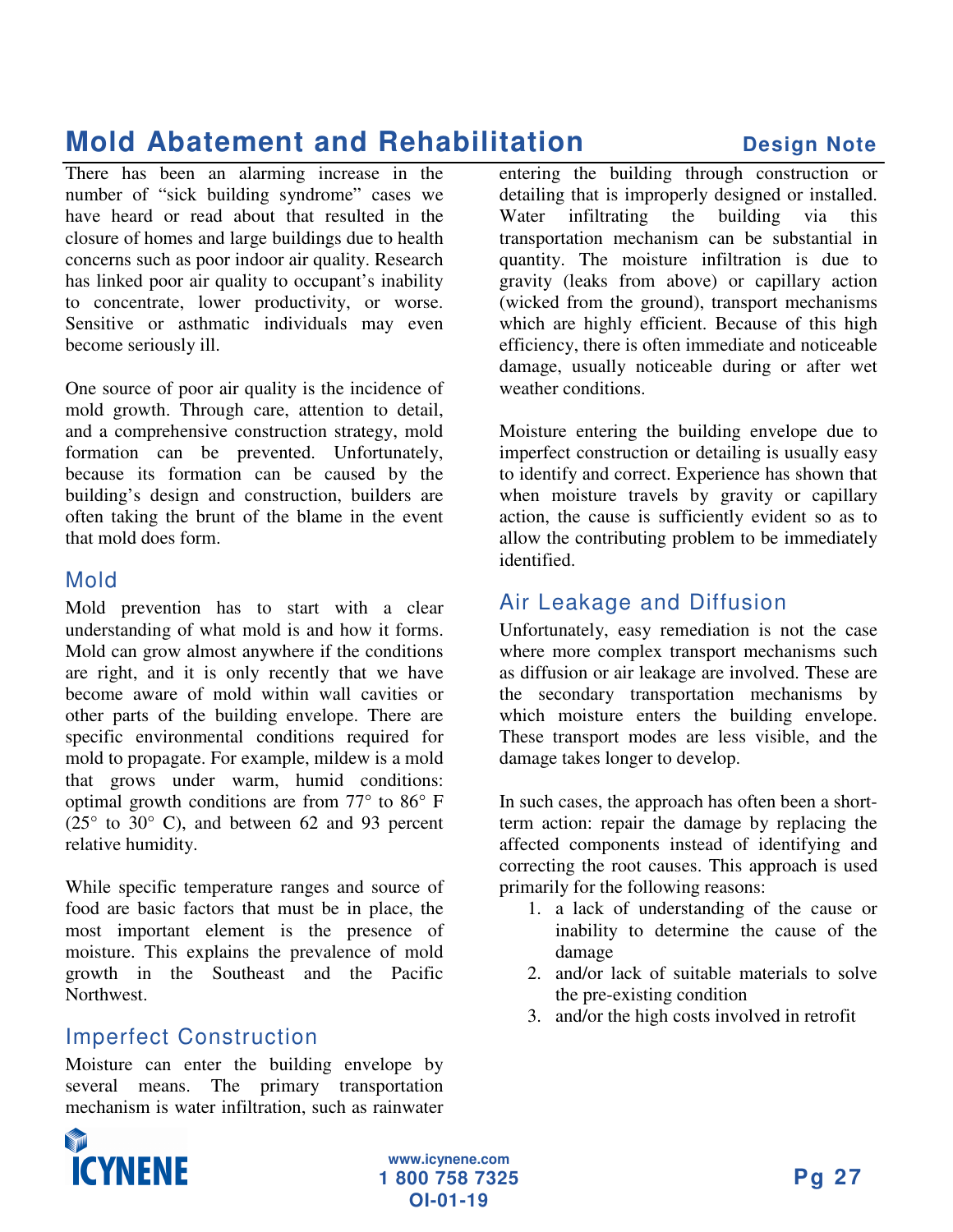# Mold Abatement and Rehabilitation

**Design Note**

There has been an alarming increase in the number of "sick building syndrome" cases we have heard or read about that resulted in the closure of homes and large buildings due to health concerns such as poor indoor air quality. Research has linked poor air quality to occupant's inability to concentrate, lower productivity, or worse. Sensitive or asthmatic individuals may even become seriously ill.

One source of poor air quality is the incidence of mold growth. Through care, attention to detail, and a comprehensive construction strategy, mold formation can be prevented. Unfortunately, because its formation can be caused by the building's design and construction, builders are often taking the brunt of the blame in the event that mold does form.

## Mold

Mold prevention has to start with a clear understanding of what mold is and how it forms. Mold can grow almost anywhere if the conditions are right, and it is only recently that we have become aware of mold within wall cavities or other parts of the building envelope. There are specific environmental conditions required for mold to propagate. For example, mildew is a mold that grows under warm, humid conditions: optimal growth conditions are from 77° to 86° F (25° to 30° C), and between 62 and 93 percent relative humidity.

While specific temperature ranges and source of food are basic factors that must be in place, the most important element is the presence of moisture. This explains the prevalence of mold growth in the Southeast and the Pacific Northwest.

## Imperfect Construction

Moisture can enter the building envelope by several means. The primary transportation mechanism is water infiltration, such as rainwater entering the building through construction or detailing that is improperly designed or installed. Water infiltrating the building via this transportation mechanism can be substantial in quantity. The moisture infiltration is due to gravity (leaks from above) or capillary action (wicked from the ground), transport mechanisms which are highly efficient. Because of this high efficiency, there is often immediate and noticeable damage, usually noticeable during or after wet weather conditions.

Moisture entering the building envelope due to imperfect construction or detailing is usually easy to identify and correct. Experience has shown that when moisture travels by gravity or capillary action, the cause is sufficiently evident so as to allow the contributing problem to be immediately identified.

## Air Leakage and Diffusion

Unfortunately, easy remediation is not the case where more complex transport mechanisms such as diffusion or air leakage are involved. These are the secondary transportation mechanisms by which moisture enters the building envelope. These transport modes are less visible, and the damage takes longer to develop.

In such cases, the approach has often been a short-term action: repair the damage by replacing the affected components instead of identifying and correcting the root causes. This approach is used primarily for the following reasons:

1. a lack of understanding of the cause or inability to determine the cause of the damage
2. and/or lack of suitable materials to solve the pre-existing condition
3. and/or the high costs involved in retrofit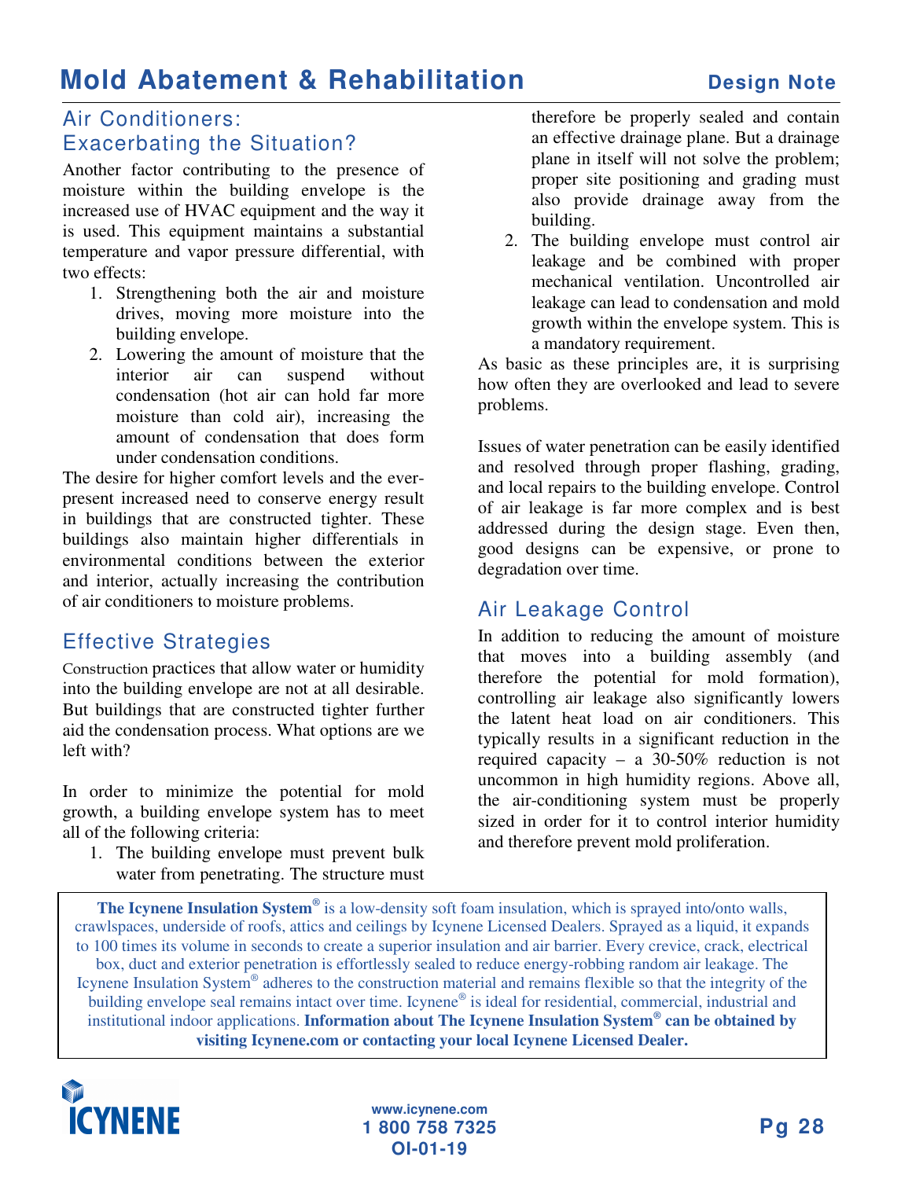## Air Conditioners: Exacerbating the Situation?

Another factor contributing to the presence of moisture within the building envelope is the increased use of HVAC equipment and the way it is used. This equipment maintains a substantial temperature and vapor pressure differential, with two effects:

1. Strengthening both the air and moisture drives, moving more moisture into the building envelope.
2. Lowering the amount of moisture that the interior air can suspend without condensation (hot air can hold far more moisture than cold air), increasing the amount of condensation that does form under condensation conditions.

The desire for higher comfort levels and the ever-present increased need to conserve energy result in buildings that are constructed tighter. These buildings also maintain higher differentials in environmental conditions between the exterior and interior, actually increasing the contribution of air conditioners to moisture problems.

## Effective Strategies

Construction practices that allow water or humidity into the building envelope are not at all desirable. But buildings that are constructed tighter further aid the condensation process. What options are we left with?

In order to minimize the potential for mold growth, a building envelope system has to meet all of the following criteria:

1. The building envelope must prevent bulk water from penetrating. The structure must therefore be properly sealed and contain an effective drainage plane. But a drainage plane in itself will not solve the problem; proper site positioning and grading must also provide drainage away from the building.
2. The building envelope must control air leakage and be combined with proper mechanical ventilation. Uncontrolled air leakage can lead to condensation and mold growth within the envelope system. This is a mandatory requirement.

As basic as these principles are, it is surprising how often they are overlooked and lead to severe problems.

Issues of water penetration can be easily identified and resolved through proper flashing, grading, and local repairs to the building envelope. Control of air leakage is far more complex and is best addressed during the design stage. Even then, good designs can be expensive, or prone to degradation over time.

## Air Leakage Control

In addition to reducing the amount of moisture that moves into a building assembly (and therefore the potential for mold formation), controlling air leakage also significantly lowers the latent heat load on air conditioners. This typically results in a significant reduction in the required capacity – a 30-50% reduction is not uncommon in high humidity regions. Above all, the air-conditioning system must be properly sized in order for it to control interior humidity and therefore prevent mold proliferation.

**The Icynene Insulation System®** is a low-density soft foam insulation, which is sprayed into/onto walls, crawlspaces, underside of roofs, attics and ceilings by Icynene Licensed Dealers. Sprayed as a liquid, it expands to 100 times its volume in seconds to create a superior insulation and air barrier. Every crevice, crack, electrical box, duct and exterior penetration is effortlessly sealed to reduce energy-robbing random air leakage. The Icynene Insulation System® adheres to the construction material and remains flexible so that the integrity of the building envelope seal remains intact over time. Icynene® is ideal for residential, commercial, industrial and institutional indoor applications. **Information about The Icynene Insulation System® can be obtained by visiting Icynene.com or contacting your local Icynene Licensed Dealer.**

www.icynene.com
1 800 758 7325
OI-01-19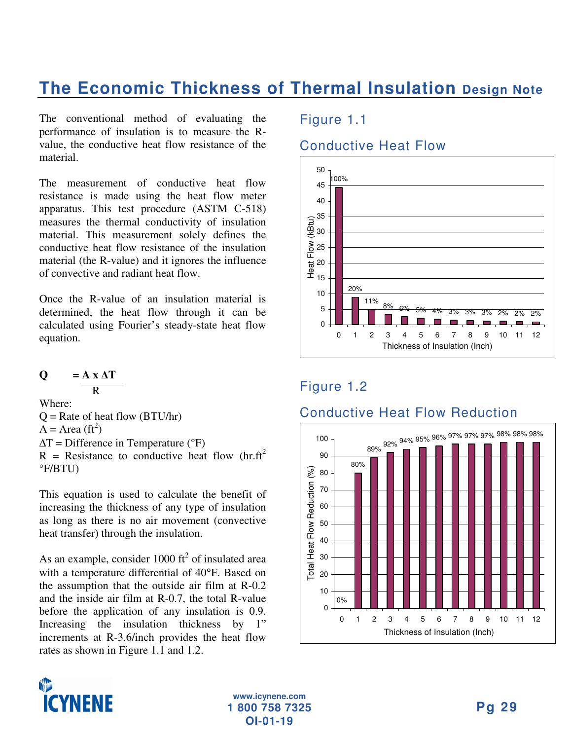# The Economic Thickness of Thermal Insulation Design Note

The conventional method of evaluating the performance of insulation is to measure the R-value, the conductive heat flow resistance of the material.

The measurement of conductive heat flow resistance is made using the heat flow meter apparatus. This test procedure (ASTM C-518) measures the thermal conductivity of insulation material. This measurement solely defines the conductive heat flow resistance of the insulation material (the R-value) and it ignores the influence of convective and radiant heat flow.

Once the R-value of an insulation material is determined, the heat flow through it can be calculated using Fourier's steady-state heat flow equation.

$$Q = \frac{A \times \Delta T}{R}$$

Where:
Q = Rate of heat flow (BTU/hr)
A = Area ($ft^2$)
$\Delta T$ = Difference in Temperature (°F)
R = Resistance to conductive heat flow ($hr.ft^2$ °F/BTU)

This equation is used to calculate the benefit of increasing the thickness of any type of insulation as long as there is no air movement (convective heat transfer) through the insulation.

As an example, consider 1000 $ft^2$ of insulated area with a temperature differential of 40°F. Based on the assumption that the outside air film at R-0.2 and the inside air film at R-0.7, the total R-value before the application of any insulation is 0.9. Increasing the insulation thickness by 1" increments at R-3.6/inch provides the heat flow rates as shown in Figure 1.1 and 1.2.

## Figure 1.1

### Conductive Heat Flow

| Thickness of Insulation (Inch) | 0 | 1 | 2 | 3 | 4 | 5 | 6 | 7 | 8 | 9 | 10 | 11 | 12 |
|---|---|---|---|---|---|---|---|---|---|---|---|---|---|
| Heat Flow (% of uninsulated) | 100% | 20% | 11% | 8% | 6% | 5% | 4% | 3% | 3% | 3% | 2% | 2% | 2% |

## Figure 1.2

### Conductive Heat Flow Reduction

| Thickness of Insulation (Inch) | 0 | 1 | 2 | 3 | 4 | 5 | 6 | 7 | 8 | 9 | 10 | 11 | 12 |
|---|---|---|---|---|---|---|---|---|---|---|---|---|---|
| Total Heat Flow Reduction (%) | 0% | 80% | 89% | 92% | 94% | 95% | 96% | 97% | 97% | 97% | 98% | 98% | 98% |

ICYNENE

www.icynene.com
1 800 758 7325
OI-01-19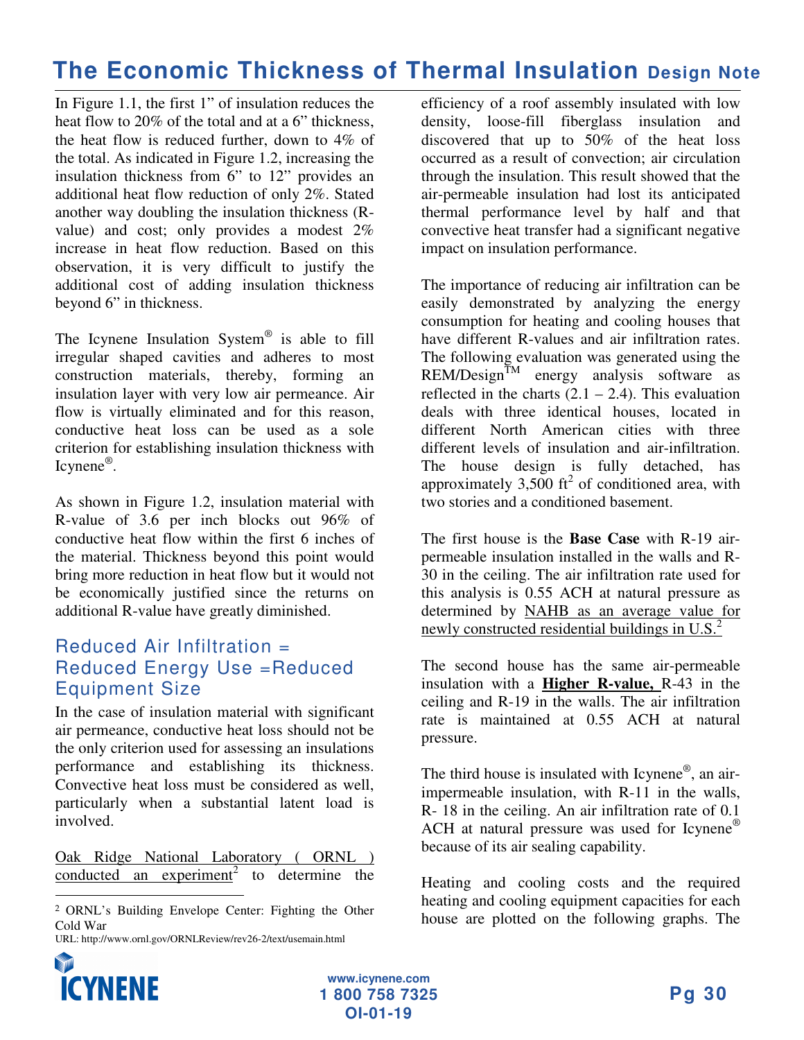In Figure 1.1, the first 1" of insulation reduces the heat flow to 20% of the total and at a 6" thickness, the heat flow is reduced further, down to 4% of the total. As indicated in Figure 1.2, increasing the insulation thickness from 6" to 12" provides an additional heat flow reduction of only 2%. Stated another way doubling the insulation thickness (R-value) and cost; only provides a modest 2% increase in heat flow reduction. Based on this observation, it is very difficult to justify the additional cost of adding insulation thickness beyond 6" in thickness.

The Icynene Insulation System® is able to fill irregular shaped cavities and adheres to most construction materials, thereby, forming an insulation layer with very low air permeance. Air flow is virtually eliminated and for this reason, conductive heat loss can be used as a sole criterion for establishing insulation thickness with Icynene®.

As shown in Figure 1.2, insulation material with R-value of 3.6 per inch blocks out 96% of conductive heat flow within the first 6 inches of the material. Thickness beyond this point would bring more reduction in heat flow but it would not be economically justified since the returns on additional R-value have greatly diminished.

## Reduced Air Infiltration = Reduced Energy Use =Reduced Equipment Size

In the case of insulation material with significant air permeance, conductive heat loss should not be the only criterion used for assessing an insulations performance and establishing its thickness. Convective heat loss must be considered as well, particularly when a substantial latent load is involved.

Oak Ridge National Laboratory ( ORNL ) conducted an experiment[2] to determine the efficiency of a roof assembly insulated with low density, loose-fill fiberglass insulation and discovered that up to 50% of the heat loss occurred as a result of convection; air circulation through the insulation. This result showed that the air-permeable insulation had lost its anticipated thermal performance level by half and that convective heat transfer had a significant negative impact on insulation performance.

The importance of reducing air infiltration can be easily demonstrated by analyzing the energy consumption for heating and cooling houses that have different R-values and air infiltration rates. The following evaluation was generated using the REM/Design™ energy analysis software as reflected in the charts (2.1 – 2.4). This evaluation deals with three identical houses, located in different North American cities with three different levels of insulation and air-infiltration. The house design is fully detached, has approximately 3,500 ft² of conditioned area, with two stories and a conditioned basement.

The first house is the **Base Case** with R-19 air-permeable insulation installed in the walls and R-30 in the ceiling. The air infiltration rate used for this analysis is 0.55 ACH at natural pressure as determined by NAHB as an average value for newly constructed residential buildings in U.S.[2]

The second house has the same air-permeable insulation with a **Higher R-value,** R-43 in the ceiling and R-19 in the walls. The air infiltration rate is maintained at 0.55 ACH at natural pressure.

The third house is insulated with Icynene®, an air-impermeable insulation, with R-11 in the walls, R- 18 in the ceiling. An air infiltration rate of 0.1 ACH at natural pressure was used for Icynene® because of its air sealing capability.

Heating and cooling costs and the required heating and cooling equipment capacities for each house are plotted on the following graphs. The

---

[2] ORNL's Building Envelope Center: Fighting the Other Cold War
URL: http://www.ornl.gov/ORNLReview/rev26-2/text/usemain.html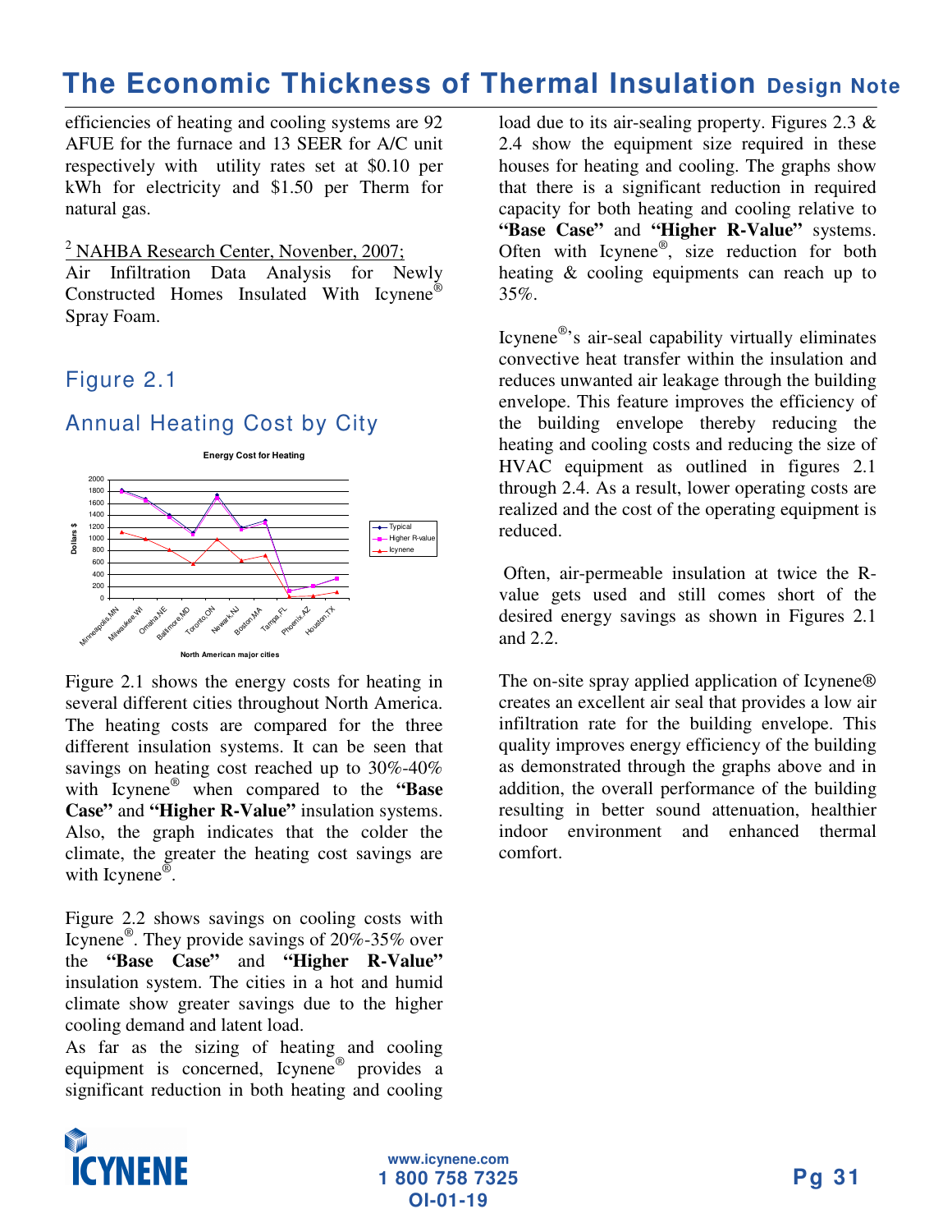efficiencies of heating and cooling systems are 92 AFUE for the furnace and 13 SEER for A/C unit respectively with utility rates set at $0.10 per kWh for electricity and $1.50 per Therm for natural gas.

[2] NAHBA Research Center, Novenber, 2007; Air Infiltration Data Analysis for Newly Constructed Homes Insulated With Icynene® Spray Foam.

## Figure 2.1

## Annual Heating Cost by City

Figure 2.1 shows the energy costs for heating in several different cities throughout North America. The heating costs are compared for the three different insulation systems. It can be seen that savings on heating cost reached up to 30%-40% with Icynene® when compared to the **"Base Case"** and **"Higher R-Value"** insulation systems. Also, the graph indicates that the colder the climate, the greater the heating cost savings are with Icynene®.

Figure 2.2 shows savings on cooling costs with Icynene®. They provide savings of 20%-35% over the **"Base Case"** and **"Higher R-Value"** insulation system. The cities in a hot and humid climate show greater savings due to the higher cooling demand and latent load.

As far as the sizing of heating and cooling equipment is concerned, Icynene® provides a significant reduction in both heating and cooling load due to its air-sealing property. Figures 2.3 & 2.4 show the equipment size required in these houses for heating and cooling. The graphs show that there is a significant reduction in required capacity for both heating and cooling relative to **"Base Case"** and **"Higher R-Value"** systems. Often with Icynene®, size reduction for both heating & cooling equipments can reach up to 35%.

Icynene®'s air-seal capability virtually eliminates convective heat transfer within the insulation and reduces unwanted air leakage through the building envelope. This feature improves the efficiency of the building envelope thereby reducing the heating and cooling costs and reducing the size of HVAC equipment as outlined in figures 2.1 through 2.4. As a result, lower operating costs are realized and the cost of the operating equipment is reduced.

Often, air-permeable insulation at twice the R-value gets used and still comes short of the desired energy savings as shown in Figures 2.1 and 2.2.

The on-site spray applied application of Icynene® creates an excellent air seal that provides a low air infiltration rate for the building envelope. This quality improves energy efficiency of the building as demonstrated through the graphs above and in addition, the overall performance of the building resulting in better sound attenuation, healthier indoor environment and enhanced thermal comfort.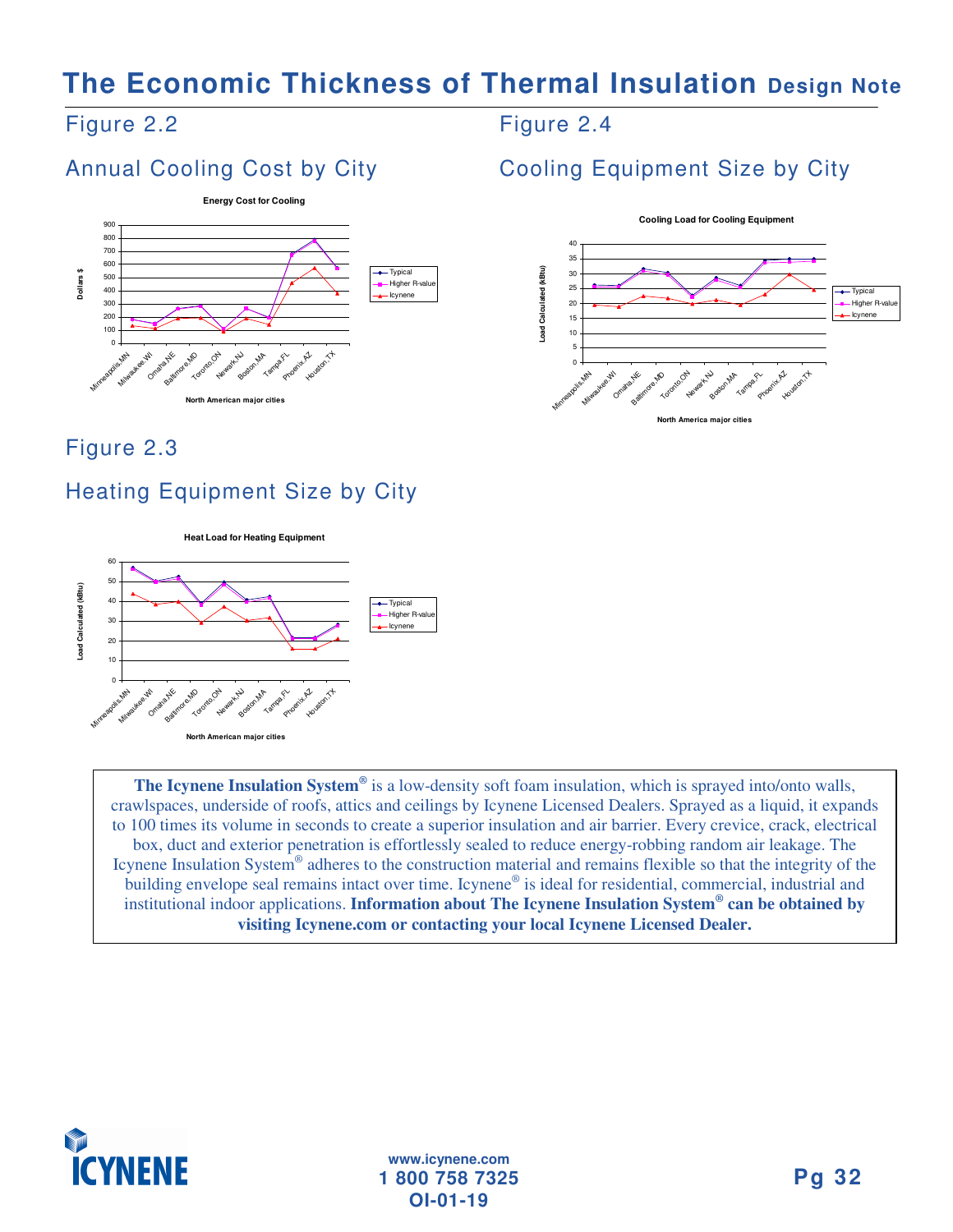# The Economic Thickness of Thermal Insulation Design Note

## Figure 2.2

### Annual Cooling Cost by City

Energy Cost for Cooling

Dollars $

Typical
Higher R-value
Icynene

Minneapolis,MN, Milwaukee,WI, Omaha,NE, Baltimore,MD, Toronto,ON, Newark,NJ, Boston,MA, Tampa,FL, Phoenix,AZ, Houston,TX

North American major cities

## Figure 2.4

### Cooling Equipment Size by City

Cooling Load for Cooling Equipment

Load Calculated (kBtu)

Typical
Higher R-value
Icynene

Minneapolis,MN, Milwaukee,WI, Omaha,NE, Baltimore,MD, Toronto,ON, Newark,NJ, Boston,MA, Tampa,FL, Phoenix,AZ, Houston,TX

North America major cities

## Figure 2.3

### Heating Equipment Size by City

Heat Load for Heating Equipment

Load Calculated (kBtu)

Typical
Higher R-value
Icynene

Minneapolis,MN, Milwaukee,WI, Omaha,NE, Baltimore,MD, Toronto,ON, Newark,NJ, Boston,MA, Tampa,FL, Phoenix,AZ, Houston,TX

North American major cities

**The Icynene Insulation System®** is a low-density soft foam insulation, which is sprayed into/onto walls, crawlspaces, underside of roofs, attics and ceilings by Icynene Licensed Dealers. Sprayed as a liquid, it expands to 100 times its volume in seconds to create a superior insulation and air barrier. Every crevice, crack, electrical box, duct and exterior penetration is effortlessly sealed to reduce energy-robbing random air leakage. The Icynene Insulation System® adheres to the construction material and remains flexible so that the integrity of the building envelope seal remains intact over time. Icynene® is ideal for residential, commercial, industrial and institutional indoor applications. **Information about The Icynene Insulation System® can be obtained by visiting Icynene.com or contacting your local Icynene Licensed Dealer.**

ICYNENE

www.icynene.com
1 800 758 7325
OI-01-19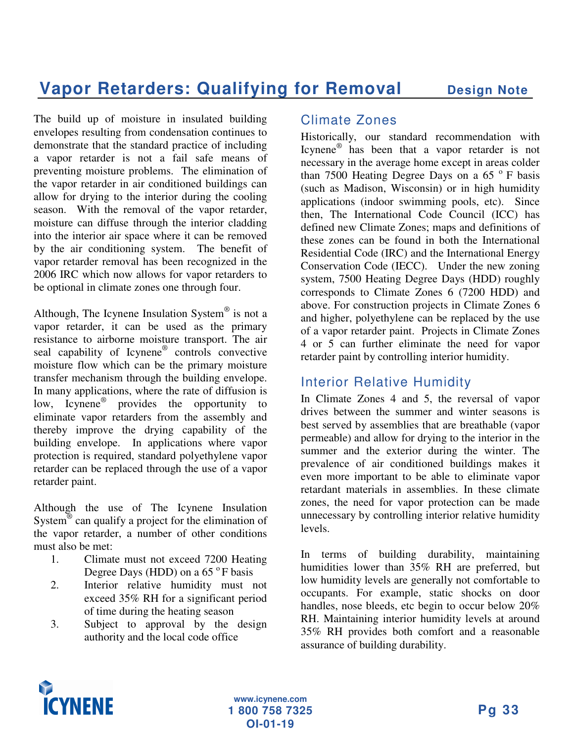# Vapor Retarders: Qualifying for Removal

**Design Note**

The build up of moisture in insulated building envelopes resulting from condensation continues to demonstrate that the standard practice of including a vapor retarder is not a fail safe means of preventing moisture problems. The elimination of the vapor retarder in air conditioned buildings can allow for drying to the interior during the cooling season. With the removal of the vapor retarder, moisture can diffuse through the interior cladding into the interior air space where it can be removed by the air conditioning system. The benefit of vapor retarder removal has been recognized in the 2006 IRC which now allows for vapor retarders to be optional in climate zones one through four.

Although, The Icynene Insulation System® is not a vapor retarder, it can be used as the primary resistance to airborne moisture transport. The air seal capability of Icynene® controls convective moisture flow which can be the primary moisture transfer mechanism through the building envelope. In many applications, where the rate of diffusion is low, Icynene® provides the opportunity to eliminate vapor retarders from the assembly and thereby improve the drying capability of the building envelope. In applications where vapor protection is required, standard polyethylene vapor retarder can be replaced through the use of a vapor retarder paint.

Although the use of The Icynene Insulation System® can qualify a project for the elimination of the vapor retarder, a number of other conditions must also be met:

1. Climate must not exceed 7200 Heating Degree Days (HDD) on a 65 °F basis
2. Interior relative humidity must not exceed 35% RH for a significant period of time during the heating season
3. Subject to approval by the design authority and the local code office

## Climate Zones

Historically, our standard recommendation with Icynene® has been that a vapor retarder is not necessary in the average home except in areas colder than 7500 Heating Degree Days on a 65 °F basis (such as Madison, Wisconsin) or in high humidity applications (indoor swimming pools, etc). Since then, The International Code Council (ICC) has defined new Climate Zones; maps and definitions of these zones can be found in both the International Residential Code (IRC) and the International Energy Conservation Code (IECC). Under the new zoning system, 7500 Heating Degree Days (HDD) roughly corresponds to Climate Zones 6 (7200 HDD) and above. For construction projects in Climate Zones 6 and higher, polyethylene can be replaced by the use of a vapor retarder paint. Projects in Climate Zones 4 or 5 can further eliminate the need for vapor retarder paint by controlling interior humidity.

## Interior Relative Humidity

In Climate Zones 4 and 5, the reversal of vapor drives between the summer and winter seasons is best served by assemblies that are breathable (vapor permeable) and allow for drying to the interior in the summer and the exterior during the winter. The prevalence of air conditioned buildings makes it even more important to be able to eliminate vapor retardant materials in assemblies. In these climate zones, the need for vapor protection can be made unnecessary by controlling interior relative humidity levels.

In terms of building durability, maintaining humidities lower than 35% RH are preferred, but low humidity levels are generally not comfortable to occupants. For example, static shocks on door handles, nose bleeds, etc begin to occur below 20% RH. Maintaining interior humidity levels at around 35% RH provides both comfort and a reasonable assurance of building durability.

www.icynene.com
1 800 758 7325
OI-01-19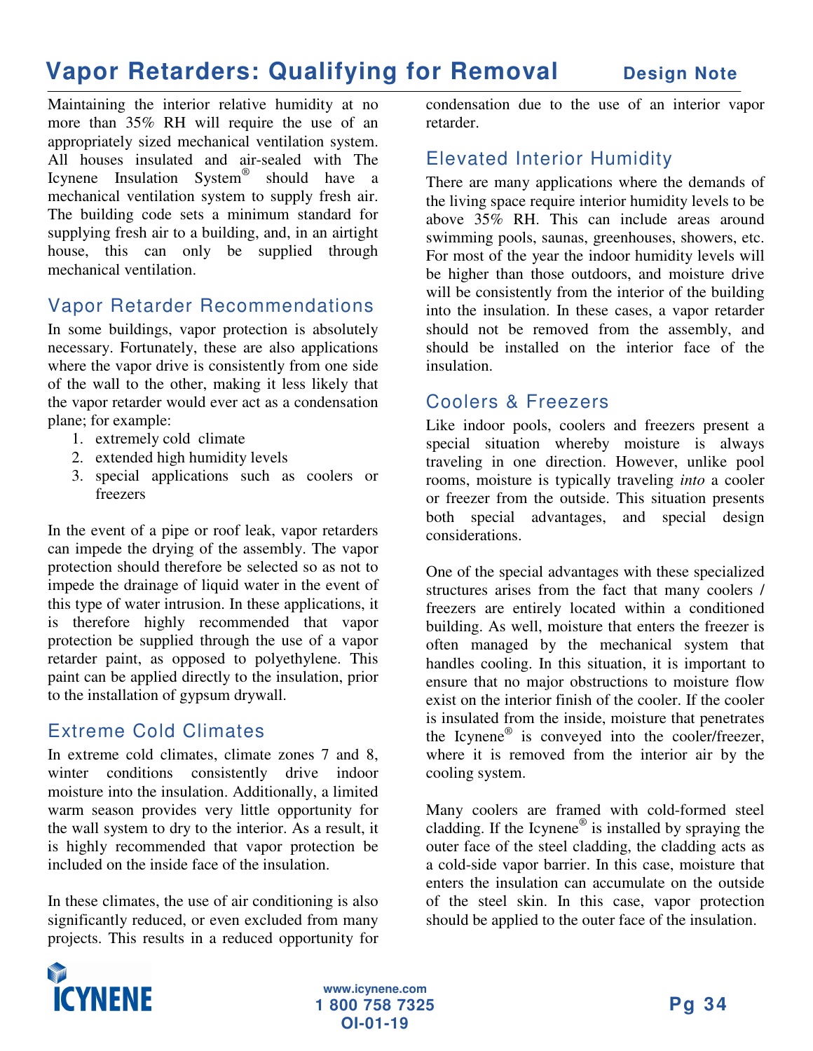# Vapor Retarders: Qualifying for Removal

Design Note

Maintaining the interior relative humidity at no more than 35% RH will require the use of an appropriately sized mechanical ventilation system. All houses insulated and air-sealed with The Icynene Insulation System® should have a mechanical ventilation system to supply fresh air. The building code sets a minimum standard for supplying fresh air to a building, and, in an airtight house, this can only be supplied through mechanical ventilation.

## Vapor Retarder Recommendations

In some buildings, vapor protection is absolutely necessary. Fortunately, these are also applications where the vapor drive is consistently from one side of the wall to the other, making it less likely that the vapor retarder would ever act as a condensation plane; for example:

1. extremely cold climate
2. extended high humidity levels
3. special applications such as coolers or freezers

In the event of a pipe or roof leak, vapor retarders can impede the drying of the assembly. The vapor protection should therefore be selected so as not to impede the drainage of liquid water in the event of this type of water intrusion. In these applications, it is therefore highly recommended that vapor protection be supplied through the use of a vapor retarder paint, as opposed to polyethylene. This paint can be applied directly to the insulation, prior to the installation of gypsum drywall.

## Extreme Cold Climates

In extreme cold climates, climate zones 7 and 8, winter conditions consistently drive indoor moisture into the insulation. Additionally, a limited warm season provides very little opportunity for the wall system to dry to the interior. As a result, it is highly recommended that vapor protection be included on the inside face of the insulation.

In these climates, the use of air conditioning is also significantly reduced, or even excluded from many projects. This results in a reduced opportunity for condensation due to the use of an interior vapor retarder.

## Elevated Interior Humidity

There are many applications where the demands of the living space require interior humidity levels to be above 35% RH. This can include areas around swimming pools, saunas, greenhouses, showers, etc. For most of the year the indoor humidity levels will be higher than those outdoors, and moisture drive will be consistently from the interior of the building into the insulation. In these cases, a vapor retarder should not be removed from the assembly, and should be installed on the interior face of the insulation.

## Coolers & Freezers

Like indoor pools, coolers and freezers present a special situation whereby moisture is always traveling in one direction. However, unlike pool rooms, moisture is typically traveling *into* a cooler or freezer from the outside. This situation presents both special advantages, and special design considerations.

One of the special advantages with these specialized structures arises from the fact that many coolers / freezers are entirely located within a conditioned building. As well, moisture that enters the freezer is often managed by the mechanical system that handles cooling. In this situation, it is important to ensure that no major obstructions to moisture flow exist on the interior finish of the cooler. If the cooler is insulated from the inside, moisture that penetrates the Icynene® is conveyed into the cooler/freezer, where it is removed from the interior air by the cooling system.

Many coolers are framed with cold-formed steel cladding. If the Icynene® is installed by spraying the outer face of the steel cladding, the cladding acts as a cold-side vapor barrier. In this case, moisture that enters the insulation can accumulate on the outside of the steel skin. In this case, vapor protection should be applied to the outer face of the insulation.

ICYNENE

www.icynene.com
1 800 758 7325
OI-01-19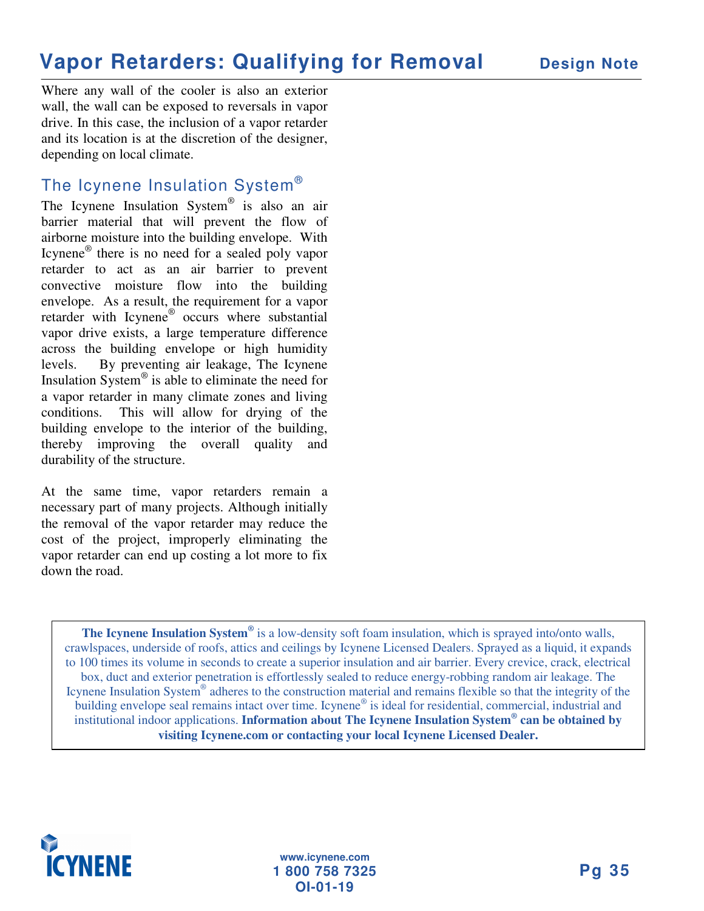Where any wall of the cooler is also an exterior wall, the wall can be exposed to reversals in vapor drive. In this case, the inclusion of a vapor retarder and its location is at the discretion of the designer, depending on local climate.

## The Icynene Insulation System®

The Icynene Insulation System® is also an air barrier material that will prevent the flow of airborne moisture into the building envelope. With Icynene® there is no need for a sealed poly vapor retarder to act as an air barrier to prevent convective moisture flow into the building envelope. As a result, the requirement for a vapor retarder with Icynene® occurs where substantial vapor drive exists, a large temperature difference across the building envelope or high humidity levels. By preventing air leakage, The Icynene Insulation System® is able to eliminate the need for a vapor retarder in many climate zones and living conditions. This will allow for drying of the building envelope to the interior of the building, thereby improving the overall quality and durability of the structure.

At the same time, vapor retarders remain a necessary part of many projects. Although initially the removal of the vapor retarder may reduce the cost of the project, improperly eliminating the vapor retarder can end up costing a lot more to fix down the road.

**The Icynene Insulation System®** is a low-density soft foam insulation, which is sprayed into/onto walls, crawlspaces, underside of roofs, attics and ceilings by Icynene Licensed Dealers. Sprayed as a liquid, it expands to 100 times its volume in seconds to create a superior insulation and air barrier. Every crevice, crack, electrical box, duct and exterior penetration is effortlessly sealed to reduce energy-robbing random air leakage. The Icynene Insulation System® adheres to the construction material and remains flexible so that the integrity of the building envelope seal remains intact over time. Icynene® is ideal for residential, commercial, industrial and institutional indoor applications. **Information about The Icynene Insulation System® can be obtained by visiting Icynene.com or contacting your local Icynene Licensed Dealer.**

ICYNENE

www.icynene.com
1 800 758 7325
OI-01-19